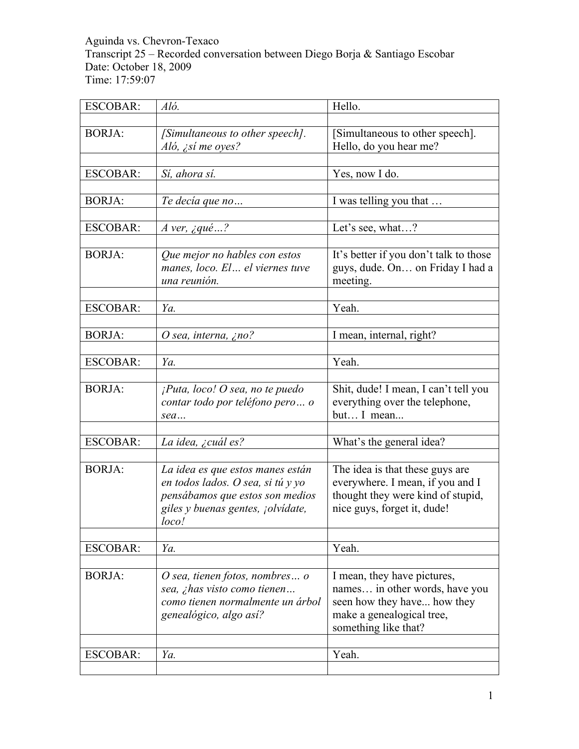Aguinda vs. Chevron-Texaco
Transcript 25 – Recorded conversation between Diego Borja & Santiago Escobar
Date: October 18, 2009
Time: 17:59:07

| | | |
|---|---|---|
| ESCOBAR: | *Aló.* | Hello. |
| | | |
| BORJA: | *[Simultaneous to other speech]. Aló, ¿sí me oyes?* | [Simultaneous to other speech]. Hello, do you hear me? |
| | | |
| ESCOBAR: | *Sí, ahora sí.* | Yes, now I do. |
| | | |
| BORJA: | *Te decía que no…* | I was telling you that … |
| | | |
| ESCOBAR: | *A ver, ¿qué…?* | Let's see, what…? |
| | | |
| BORJA: | *Que mejor no hables con estos manes, loco. El… el viernes tuve una reunión.* | It's better if you don't talk to those guys, dude. On… on Friday I had a meeting. |
| | | |
| ESCOBAR: | *Ya.* | Yeah. |
| | | |
| BORJA: | *O sea, interna, ¿no?* | I mean, internal, right? |
| | | |
| ESCOBAR: | *Ya.* | Yeah. |
| | | |
| BORJA: | *¡Puta, loco! O sea, no te puedo contar todo por teléfono pero… o sea…* | Shit, dude! I mean, I can't tell you everything over the telephone, but… I mean... |
| | | |
| ESCOBAR: | *La idea, ¿cuál es?* | What's the general idea? |
| | | |
| BORJA: | *La idea es que estos manes están en todos lados. O sea, si tú y yo pensábamos que estos son medios giles y buenas gentes, ¡olvídate, loco!* | The idea is that these guys are everywhere. I mean, if you and I thought they were kind of stupid, nice guys, forget it, dude! |
| | | |
| ESCOBAR: | *Ya.* | Yeah. |
| | | |
| BORJA: | *O sea, tienen fotos, nombres… o sea, ¿has visto como tienen… como tienen normalmente un árbol genealógico, algo así?* | I mean, they have pictures, names… in other words, have you seen how they have... how they make a genealogical tree, something like that? |
| | | |
| ESCOBAR: | *Ya.* | Yeah. |
| | | |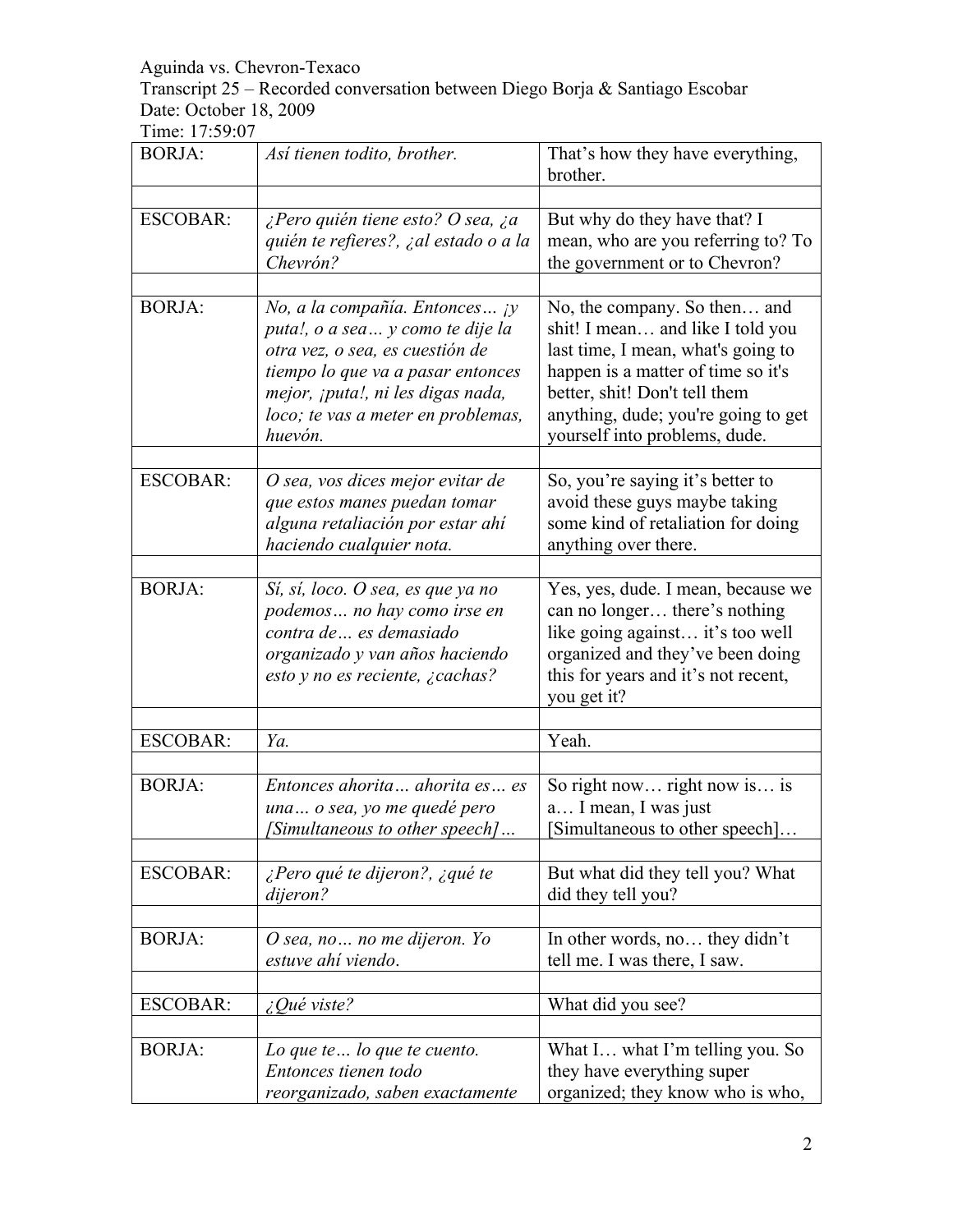Aguinda vs. Chevron-Texaco
Transcript 25 – Recorded conversation between Diego Borja & Santiago Escobar
Date: October 18, 2009
Time: 17:59:07

| | | |
|---|---|---|
| BORJA: | *Así tienen todito, brother.* | That's how they have everything, brother. |
| | | |
| ESCOBAR: | *¿Pero quién tiene esto? O sea, ¿a quién te refieres?, ¿al estado o a la Chevrón?* | But why do they have that? I mean, who are you referring to? To the government or to Chevron? |
| | | |
| BORJA: | *No, a la compañía. Entonces… ¡y puta!, o a sea… y como te dije la otra vez, o sea, es cuestión de tiempo lo que va a pasar entonces mejor, ¡puta!, ni les digas nada, loco; te vas a meter en problemas, huevón.* | No, the company. So then… and shit! I mean… and like I told you last time, I mean, what's going to happen is a matter of time so it's better, shit! Don't tell them anything, dude; you're going to get yourself into problems, dude. |
| | | |
| ESCOBAR: | *O sea, vos dices mejor evitar de que estos manes puedan tomar alguna retaliación por estar ahí haciendo cualquier nota.* | So, you're saying it's better to avoid these guys maybe taking some kind of retaliation for doing anything over there. |
| | | |
| BORJA: | *Sí, sí, loco. O sea, es que ya no podemos… no hay como irse en contra de… es demasiado organizado y van años haciendo esto y no es reciente, ¿cachas?* | Yes, yes, dude. I mean, because we can no longer… there's nothing like going against… it's too well organized and they've been doing this for years and it's not recent, you get it? |
| | | |
| ESCOBAR: | *Ya.* | Yeah. |
| | | |
| BORJA: | *Entonces ahorita… ahorita es… es una… o sea, yo me quedé pero [Simultaneous to other speech]…* | So right now… right now is… is a… I mean, I was just [Simultaneous to other speech]… |
| | | |
| ESCOBAR: | *¿Pero qué te dijeron?, ¿qué te dijeron?* | But what did they tell you? What did they tell you? |
| | | |
| BORJA: | *O sea, no… no me dijeron. Yo estuve ahí viendo.* | In other words, no… they didn't tell me. I was there, I saw. |
| | | |
| ESCOBAR: | *¿Qué viste?* | What did you see? |
| | | |
| BORJA: | *Lo que te… lo que te cuento. Entonces tienen todo reorganizado, saben exactamente* | What I… what I'm telling you. So they have everything super organized; they know who is who, |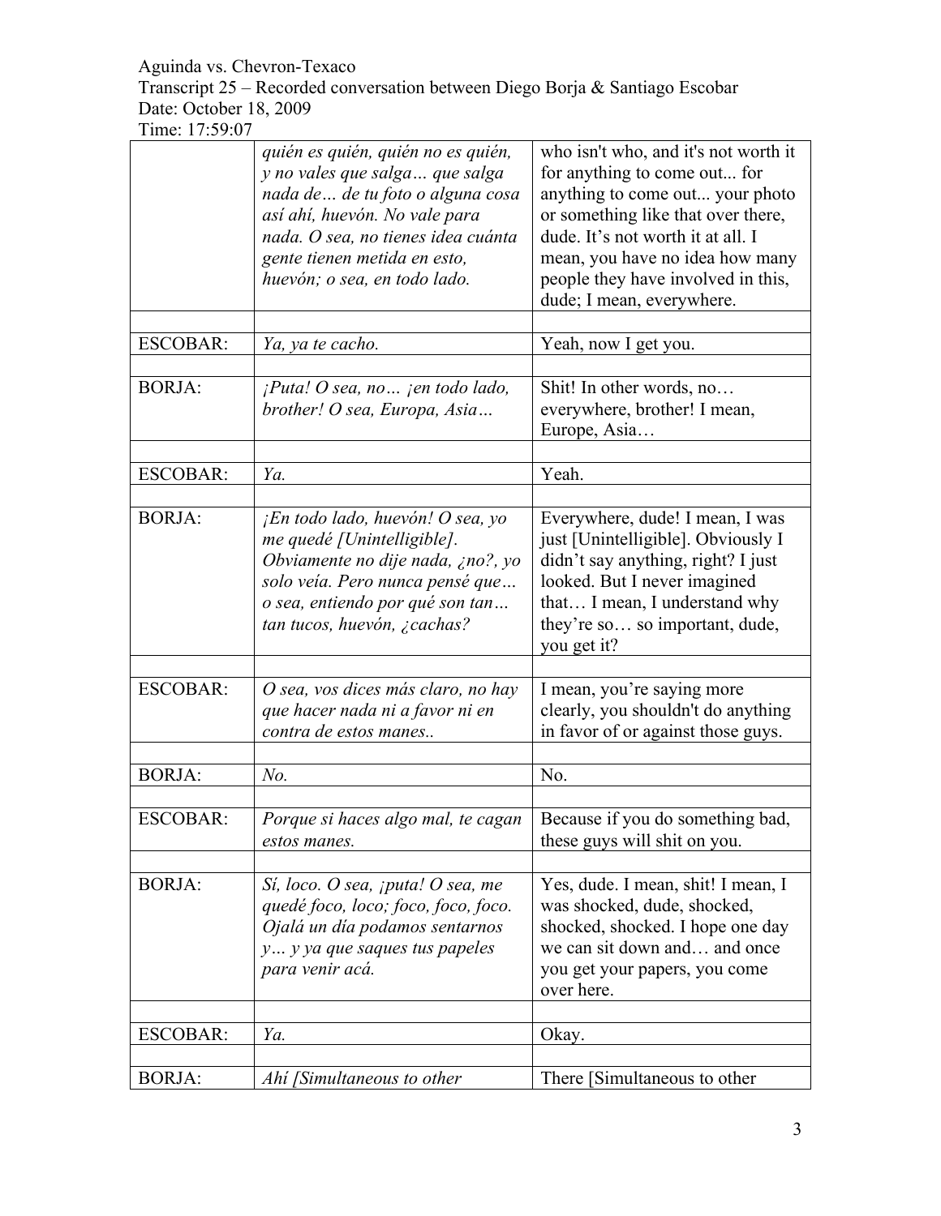Aguinda vs. Chevron-Texaco
Transcript 25 – Recorded conversation between Diego Borja & Santiago Escobar
Date: October 18, 2009
Time: 17:59:07

| | | |
|---|---|---|
| | *quién es quién, quién no es quién, y no vales que salga… que salga nada de… de tu foto o alguna cosa así ahí, huevón. No vale para nada. O sea, no tienes idea cuánta gente tienen metida en esto, huevón; o sea, en todo lado.* | who isn't who, and it's not worth it for anything to come out... for anything to come out... your photo or something like that over there, dude. It's not worth it at all. I mean, you have no idea how many people they have involved in this, dude; I mean, everywhere. |
| | | |
| ESCOBAR: | *Ya, ya te cacho.* | Yeah, now I get you. |
| | | |
| BORJA: | *¡Puta! O sea, no… ¡en todo lado, brother! O sea, Europa, Asia…* | Shit! In other words, no… everywhere, brother! I mean, Europe, Asia… |
| | | |
| ESCOBAR: | *Ya.* | Yeah. |
| | | |
| BORJA: | *¡En todo lado, huevón! O sea, yo me quedé [Unintelligible]. Obviamente no dije nada, ¿no?, yo solo veía. Pero nunca pensé que… o sea, entiendo por qué son tan… tan tucos, huevón, ¿cachas?* | Everywhere, dude! I mean, I was just [Unintelligible]. Obviously I didn't say anything, right? I just looked. But I never imagined that… I mean, I understand why they're so… so important, dude, you get it? |
| | | |
| ESCOBAR: | *O sea, vos dices más claro, no hay que hacer nada ni a favor ni en contra de estos manes..* | I mean, you're saying more clearly, you shouldn't do anything in favor of or against those guys. |
| | | |
| BORJA: | *No.* | No. |
| | | |
| ESCOBAR: | *Porque si haces algo mal, te cagan estos manes.* | Because if you do something bad, these guys will shit on you. |
| | | |
| BORJA: | *Sí, loco. O sea, ¡puta! O sea, me quedé foco, loco; foco, foco, foco. Ojalá un día podamos sentarnos y… y ya que saques tus papeles para venir acá.* | Yes, dude. I mean, shit! I mean, I was shocked, dude, shocked, shocked, shocked. I hope one day we can sit down and… and once you get your papers, you come over here. |
| | | |
| ESCOBAR: | *Ya.* | Okay. |
| | | |
| BORJA: | *Ahí [Simultaneous to other* | There [Simultaneous to other |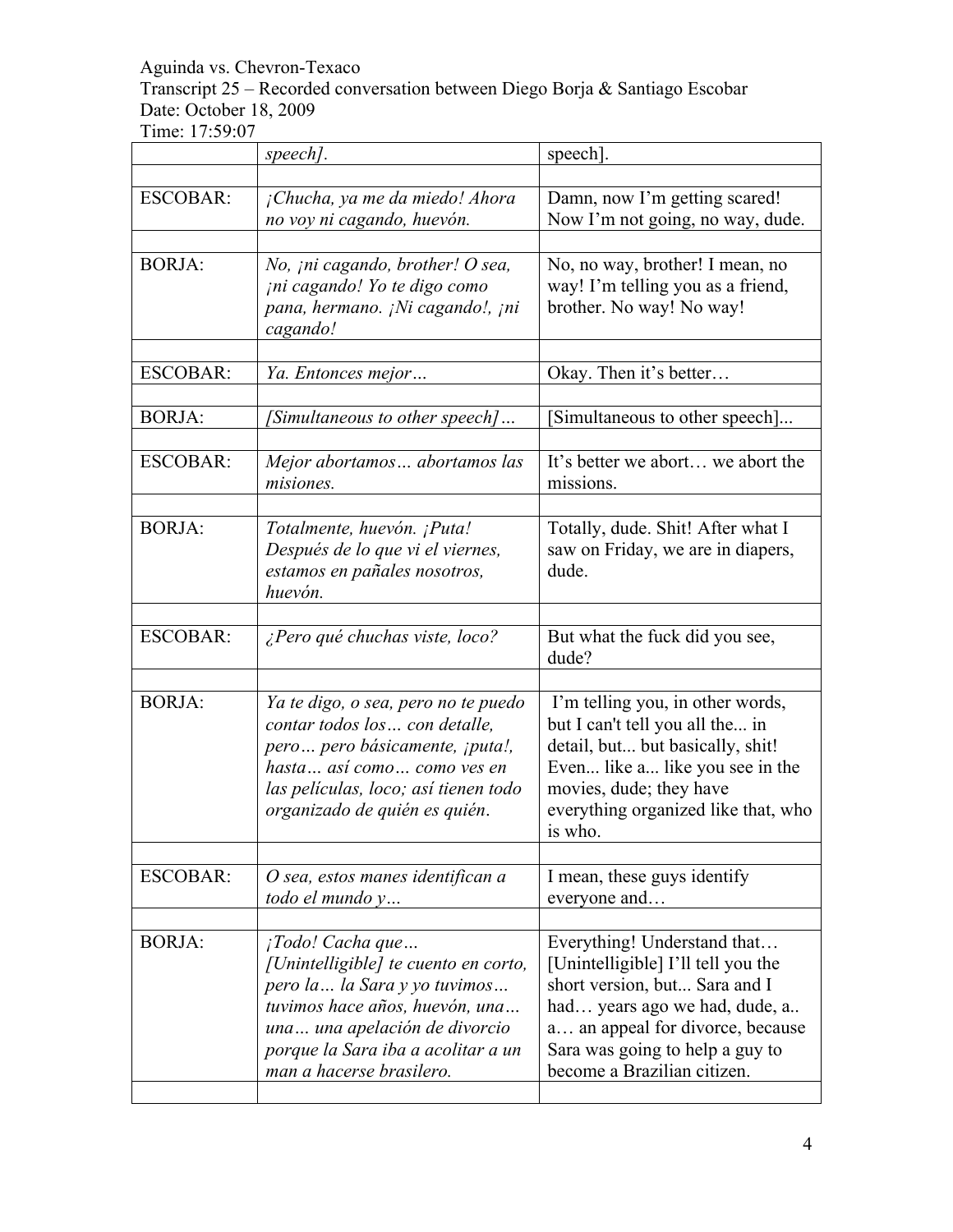| | *speech].* | speech]. |
|---|---|---|
| ESCOBAR: | *¡Chucha, ya me da miedo! Ahora no voy ni cagando, huevón.* | Damn, now I'm getting scared! Now I'm not going, no way, dude. |
| BORJA: | *No, ¡ni cagando, brother! O sea, ¡ni cagando! Yo te digo como pana, hermano. ¡Ni cagando!, ¡ni cagando!* | No, no way, brother! I mean, no way! I'm telling you as a friend, brother. No way! No way! |
| ESCOBAR: | *Ya. Entonces mejor…* | Okay. Then it's better… |
| BORJA: | *[Simultaneous to other speech]…* | [Simultaneous to other speech]... |
| ESCOBAR: | *Mejor abortamos… abortamos las misiones.* | It's better we abort… we abort the missions. |
| BORJA: | *Totalmente, huevón. ¡Puta! Después de lo que vi el viernes, estamos en pañales nosotros, huevón.* | Totally, dude. Shit! After what I saw on Friday, we are in diapers, dude. |
| ESCOBAR: | *¿Pero qué chuchas viste, loco?* | But what the fuck did you see, dude? |
| BORJA: | *Ya te digo, o sea, pero no te puedo contar todos los… con detalle, pero… pero básicamente, ¡puta!, hasta… así como… como ves en las películas, loco; así tienen todo organizado de quién es quién.* | I'm telling you, in other words, but I can't tell you all the... in detail, but... but basically, shit! Even... like a... like you see in the movies, dude; they have everything organized like that, who is who. |
| ESCOBAR: | *O sea, estos manes identifican a todo el mundo y…* | I mean, these guys identify everyone and… |
| BORJA: | *¡Todo! Cacha que… [Unintelligible] te cuento en corto, pero la… la Sara y yo tuvimos… tuvimos hace años, huevón, una… una… una apelación de divorcio porque la Sara iba a acolitar a un man a hacerse brasilero.* | Everything! Understand that… [Unintelligible] I'll tell you the short version, but... Sara and I had… years ago we had, dude, a.. a… an appeal for divorce, because Sara was going to help a guy to become a Brazilian citizen. |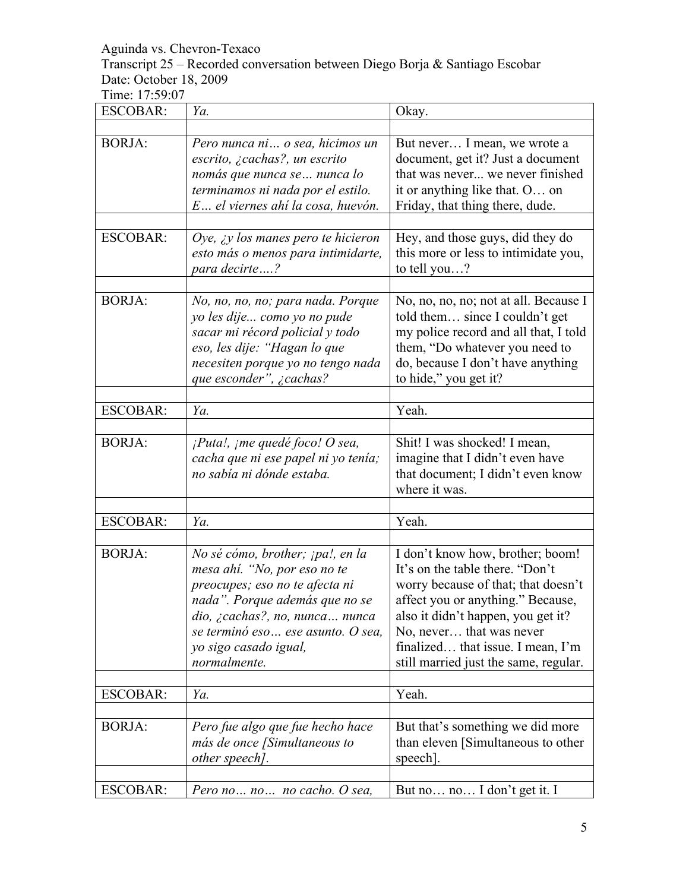Aguinda vs. Chevron-Texaco
Transcript 25 – Recorded conversation between Diego Borja & Santiago Escobar
Date: October 18, 2009
Time: 17:59:07

| | | |
|---|---|---|
| ESCOBAR: | *Ya.* | Okay. |
| | | |
| BORJA: | *Pero nunca ni… o sea, hicimos un escrito, ¿cachas?, un escrito nomás que nunca se… nunca lo terminamos ni nada por el estilo. E… el viernes ahí la cosa, huevón.* | But never… I mean, we wrote a document, get it? Just a document that was never... we never finished it or anything like that. O… on Friday, that thing there, dude. |
| | | |
| ESCOBAR: | *Oye, ¿y los manes pero te hicieron esto más o menos para intimidarte, para decirte….?* | Hey, and those guys, did they do this more or less to intimidate you, to tell you…? |
| | | |
| BORJA: | *No, no, no, no; para nada. Porque yo les dije... como yo no pude sacar mi récord policial y todo eso, les dije: "Hagan lo que necesiten porque yo no tengo nada que esconder", ¿cachas?* | No, no, no, no; not at all. Because I told them… since I couldn't get my police record and all that, I told them, "Do whatever you need to do, because I don't have anything to hide," you get it? |
| | | |
| ESCOBAR: | *Ya.* | Yeah. |
| | | |
| BORJA: | *¡Puta!, ¡me quedé foco! O sea, cacha que ni ese papel ni yo tenía; no sabía ni dónde estaba.* | Shit! I was shocked! I mean, imagine that I didn't even have that document; I didn't even know where it was. |
| | | |
| ESCOBAR: | *Ya.* | Yeah. |
| | | |
| BORJA: | *No sé cómo, brother; ¡pa!, en la mesa ahí. "No, por eso no te preocupes; eso no te afecta ni nada". Porque además que no se dio, ¿cachas?, no, nunca… nunca se terminó eso… ese asunto. O sea, yo sigo casado igual, normalmente.* | I don't know how, brother; boom! It's on the table there. "Don't worry because of that; that doesn't affect you or anything." Because, also it didn't happen, you get it? No, never… that was never finalized… that issue. I mean, I'm still married just the same, regular. |
| | | |
| ESCOBAR: | *Ya.* | Yeah. |
| | | |
| BORJA: | *Pero fue algo que fue hecho hace más de once [Simultaneous to other speech].* | But that's something we did more than eleven [Simultaneous to other speech]. |
| | | |
| ESCOBAR: | *Pero no… no… no cacho. O sea,* | But no… no… I don't get it. I |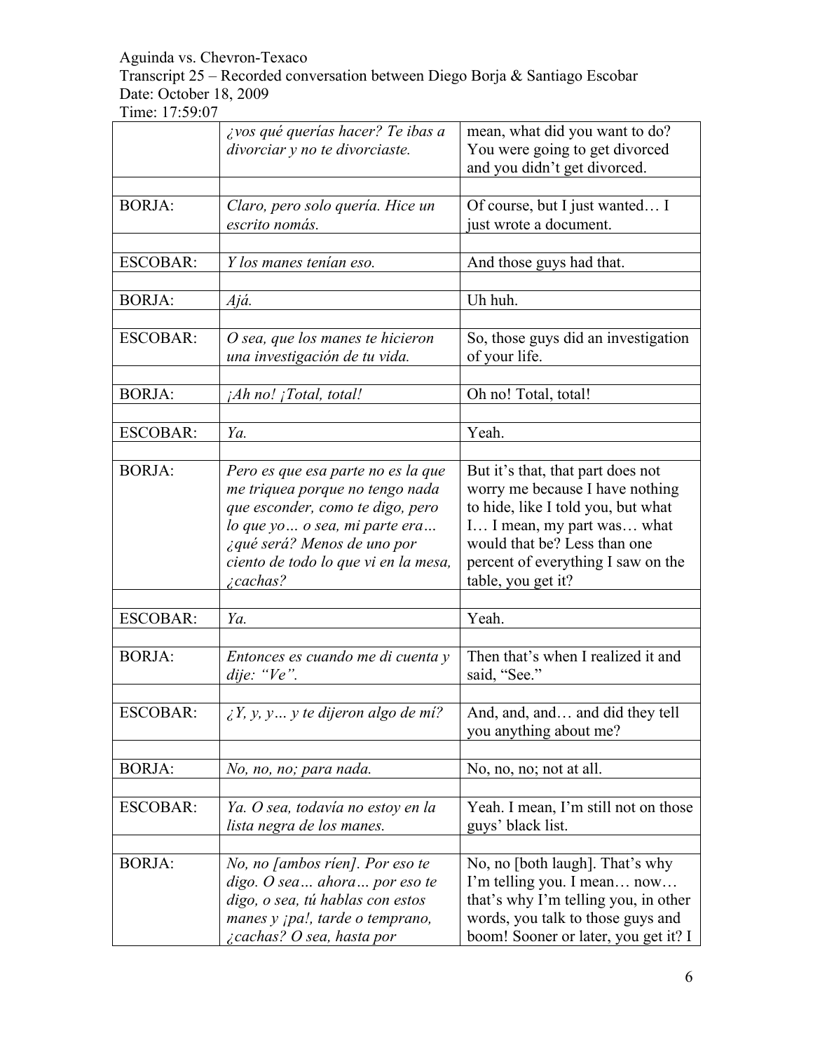Aguinda vs. Chevron-Texaco
Transcript 25 – Recorded conversation between Diego Borja & Santiago Escobar
Date: October 18, 2009
Time: 17:59:07

| | | |
|---|---|---|
| | *¿vos qué querías hacer? Te ibas a divorciar y no te divorciaste.* | mean, what did you want to do? You were going to get divorced and you didn't get divorced. |
| | | |
| BORJA: | *Claro, pero solo quería. Hice un escrito nomás.* | Of course, but I just wanted… I just wrote a document. |
| | | |
| ESCOBAR: | *Y los manes tenían eso.* | And those guys had that. |
| | | |
| BORJA: | *Ajá.* | Uh huh. |
| | | |
| ESCOBAR: | *O sea, que los manes te hicieron una investigación de tu vida.* | So, those guys did an investigation of your life. |
| | | |
| BORJA: | *¡Ah no! ¡Total, total!* | Oh no! Total, total! |
| | | |
| ESCOBAR: | *Ya.* | Yeah. |
| | | |
| BORJA: | *Pero es que esa parte no es la que me triquea porque no tengo nada que esconder, como te digo, pero lo que yo… o sea, mi parte era… ¿qué será? Menos de uno por ciento de todo lo que vi en la mesa, ¿cachas?* | But it's that, that part does not worry me because I have nothing to hide, like I told you, but what I… I mean, my part was… what would that be? Less than one percent of everything I saw on the table, you get it? |
| | | |
| ESCOBAR: | *Ya.* | Yeah. |
| | | |
| BORJA: | *Entonces es cuando me di cuenta y dije: "Ve".* | Then that's when I realized it and said, "See." |
| | | |
| ESCOBAR: | *¿Y, y, y… y te dijeron algo de mí?* | And, and, and… and did they tell you anything about me? |
| | | |
| BORJA: | *No, no, no; para nada.* | No, no, no; not at all. |
| | | |
| ESCOBAR: | *Ya. O sea, todavía no estoy en la lista negra de los manes.* | Yeah. I mean, I'm still not on those guys' black list. |
| | | |
| BORJA: | *No, no [ambos ríen]. Por eso te digo. O sea… ahora… por eso te digo, o sea, tú hablas con estos manes y ¡pa!, tarde o temprano, ¿cachas? O sea, hasta por* | No, no [both laugh]. That's why I'm telling you. I mean… now… that's why I'm telling you, in other words, you talk to those guys and boom! Sooner or later, you get it? I |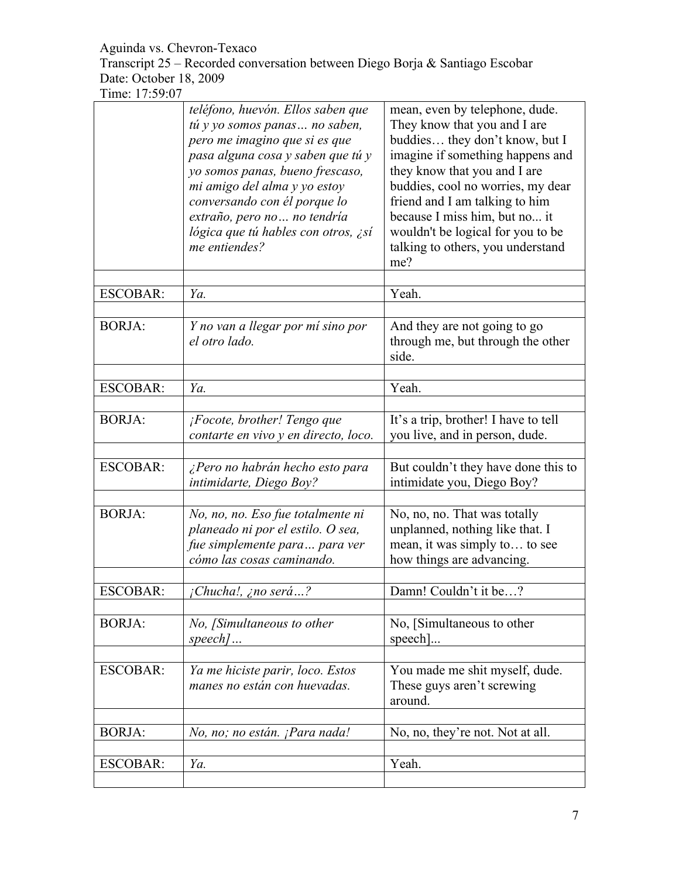| | | |
|---|---|---|
| | *teléfono, huevón. Ellos saben que tú y yo somos panas… no saben, pero me imagino que si es que pasa alguna cosa y saben que tú y yo somos panas, bueno frescaso, mi amigo del alma y yo estoy conversando con él porque lo extraño, pero no… no tendría lógica que tú hables con otros, ¿sí me entiendes?* | mean, even by telephone, dude. They know that you and I are buddies… they don't know, but I imagine if something happens and they know that you and I are buddies, cool no worries, my dear friend and I am talking to him because I miss him, but no... it wouldn't be logical for you to be talking to others, you understand me? |
| | | |
| ESCOBAR: | *Ya.* | Yeah. |
| | | |
| BORJA: | *Y no van a llegar por mí sino por el otro lado.* | And they are not going to go through me, but through the other side. |
| | | |
| ESCOBAR: | *Ya.* | Yeah. |
| | | |
| BORJA: | *¡Focote, brother! Tengo que contarte en vivo y en directo, loco.* | It's a trip, brother! I have to tell you live, and in person, dude. |
| | | |
| ESCOBAR: | *¿Pero no habrán hecho esto para intimidarte, Diego Boy?* | But couldn't they have done this to intimidate you, Diego Boy? |
| | | |
| BORJA: | *No, no, no. Eso fue totalmente ni planeado ni por el estilo. O sea, fue simplemente para… para ver cómo las cosas caminando.* | No, no, no. That was totally unplanned, nothing like that. I mean, it was simply to… to see how things are advancing. |
| | | |
| ESCOBAR: | *¡Chucha!, ¿no será…?* | Damn! Couldn't it be…? |
| | | |
| BORJA: | *No, [Simultaneous to other speech]…* | No, [Simultaneous to other speech]... |
| | | |
| ESCOBAR: | *Ya me hiciste parir, loco. Estos manes no están con huevadas.* | You made me shit myself, dude. These guys aren't screwing around. |
| | | |
| BORJA: | *No, no; no están. ¡Para nada!* | No, no, they're not. Not at all. |
| | | |
| ESCOBAR: | *Ya.* | Yeah. |
| | | |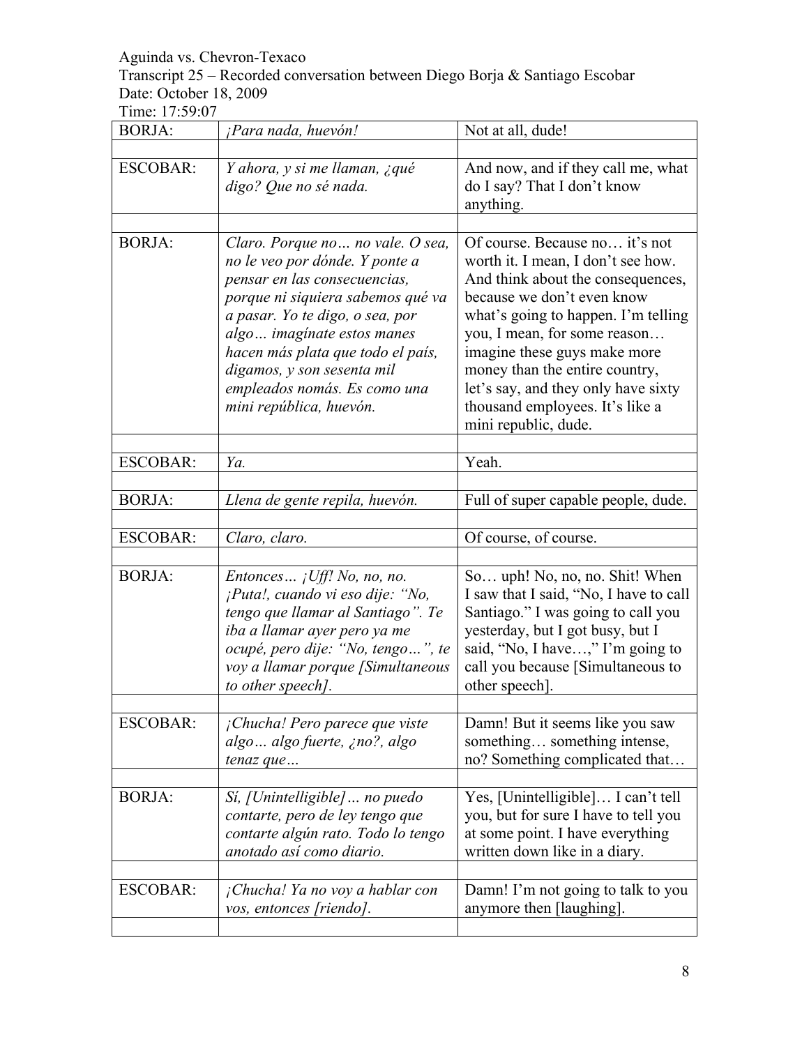Aguinda vs. Chevron-Texaco
Transcript 25 – Recorded conversation between Diego Borja & Santiago Escobar
Date: October 18, 2009
Time: 17:59:07

| | | |
|---|---|---|
| BORJA: | *¡Para nada, huevón!* | Not at all, dude! |
| | | |
| ESCOBAR: | *Y ahora, y si me llaman, ¿qué digo? Que no sé nada.* | And now, and if they call me, what do I say? That I don't know anything. |
| | | |
| BORJA: | *Claro. Porque no… no vale. O sea, no le veo por dónde. Y ponte a pensar en las consecuencias, porque ni siquiera sabemos qué va a pasar. Yo te digo, o sea, por algo… imagínate estos manes hacen más plata que todo el país, digamos, y son sesenta mil empleados nomás. Es como una mini república, huevón.* | Of course. Because no… it's not worth it. I mean, I don't see how. And think about the consequences, because we don't even know what's going to happen. I'm telling you, I mean, for some reason… imagine these guys make more money than the entire country, let's say, and they only have sixty thousand employees. It's like a mini republic, dude. |
| | | |
| ESCOBAR: | *Ya.* | Yeah. |
| | | |
| BORJA: | *Llena de gente repila, huevón.* | Full of super capable people, dude. |
| | | |
| ESCOBAR: | *Claro, claro.* | Of course, of course. |
| | | |
| BORJA: | *Entonces… ¡Uff! No, no, no. ¡Puta!, cuando vi eso dije: "No, tengo que llamar al Santiago". Te iba a llamar ayer pero ya me ocupé, pero dije: "No, tengo…", te voy a llamar porque [Simultaneous to other speech].* | So… uph! No, no, no. Shit! When I saw that I said, "No, I have to call Santiago." I was going to call you yesterday, but I got busy, but I said, "No, I have…," I'm going to call you because [Simultaneous to other speech]. |
| | | |
| ESCOBAR: | *¡Chucha! Pero parece que viste algo… algo fuerte, ¿no?, algo tenaz que…* | Damn! But it seems like you saw something… something intense, no? Something complicated that… |
| | | |
| BORJA: | *Sí, [Unintelligible]… no puedo contarte, pero de ley tengo que contarte algún rato. Todo lo tengo anotado así como diario.* | Yes, [Unintelligible]… I can't tell you, but for sure I have to tell you at some point. I have everything written down like in a diary. |
| | | |
| ESCOBAR: | *¡Chucha! Ya no voy a hablar con vos, entonces [riendo].* | Damn! I'm not going to talk to you anymore then [laughing]. |
| | | |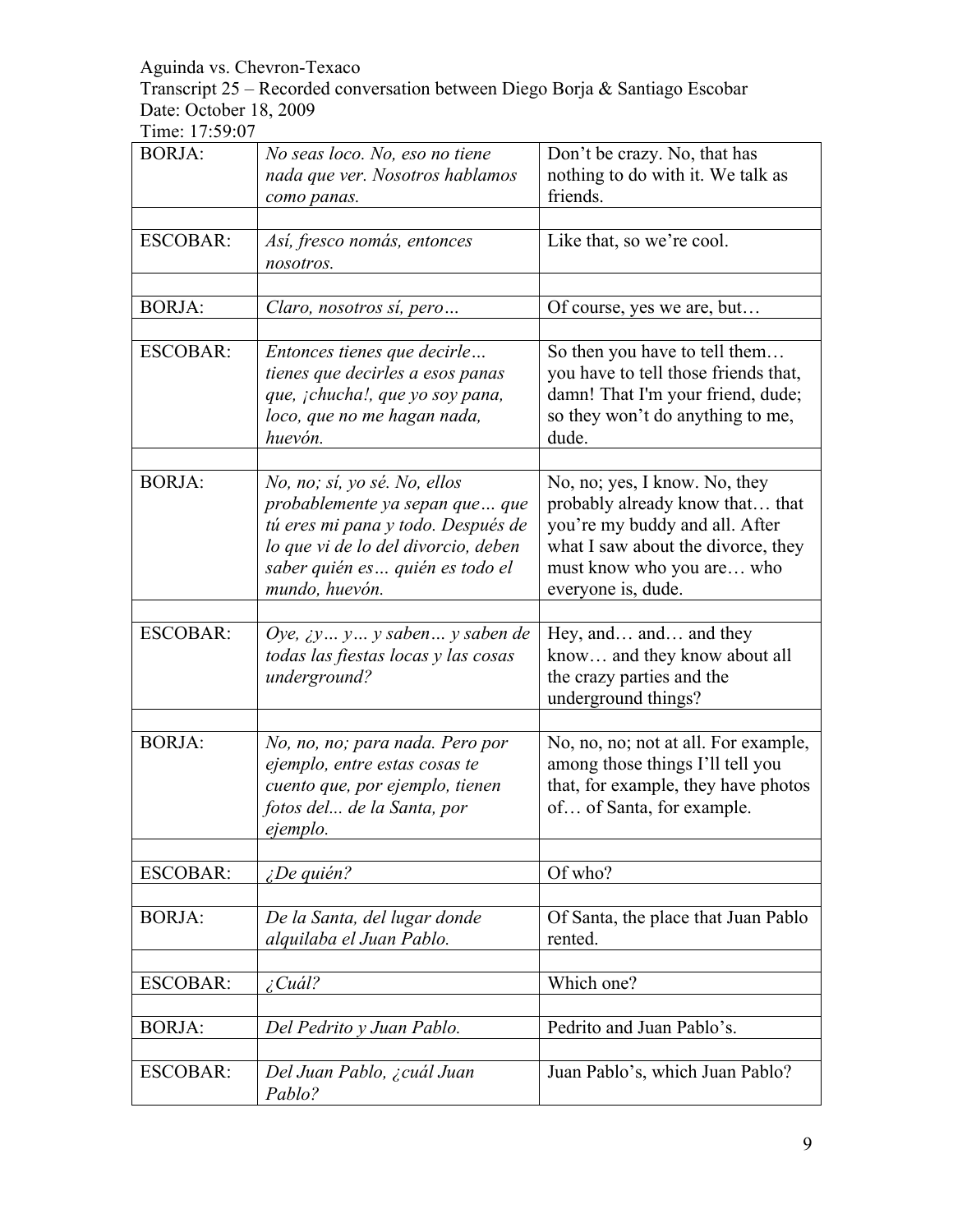Aguinda vs. Chevron-Texaco
Transcript 25 – Recorded conversation between Diego Borja & Santiago Escobar
Date: October 18, 2009
Time: 17:59:07

| | | |
|---|---|---|
| BORJA: | *No seas loco. No, eso no tiene nada que ver. Nosotros hablamos como panas.* | Don't be crazy. No, that has nothing to do with it. We talk as friends. |
| | | |
| ESCOBAR: | *Así, fresco nomás, entonces nosotros.* | Like that, so we're cool. |
| | | |
| BORJA: | *Claro, nosotros sí, pero…* | Of course, yes we are, but… |
| | | |
| ESCOBAR: | *Entonces tienes que decirle… tienes que decirles a esos panas que, ¡chucha!, que yo soy pana, loco, que no me hagan nada, huevón.* | So then you have to tell them… you have to tell those friends that, damn! That I'm your friend, dude; so they won't do anything to me, dude. |
| | | |
| BORJA: | *No, no; sí, yo sé. No, ellos probablemente ya sepan que… que tú eres mi pana y todo. Después de lo que vi de lo del divorcio, deben saber quién es… quién es todo el mundo, huevón.* | No, no; yes, I know. No, they probably already know that… that you're my buddy and all. After what I saw about the divorce, they must know who you are… who everyone is, dude. |
| | | |
| ESCOBAR: | *Oye, ¿y… y… y saben… y saben de todas las fiestas locas y las cosas underground?* | Hey, and… and… and they know… and they know about all the crazy parties and the underground things? |
| | | |
| BORJA: | *No, no, no; para nada. Pero por ejemplo, entre estas cosas te cuento que, por ejemplo, tienen fotos del... de la Santa, por ejemplo.* | No, no, no; not at all. For example, among those things I'll tell you that, for example, they have photos of… of Santa, for example. |
| | | |
| ESCOBAR: | *¿De quién?* | Of who? |
| | | |
| BORJA: | *De la Santa, del lugar donde alquilaba el Juan Pablo.* | Of Santa, the place that Juan Pablo rented. |
| | | |
| ESCOBAR: | *¿Cuál?* | Which one? |
| | | |
| BORJA: | *Del Pedrito y Juan Pablo.* | Pedrito and Juan Pablo's. |
| | | |
| ESCOBAR: | *Del Juan Pablo, ¿cuál Juan Pablo?* | Juan Pablo's, which Juan Pablo? |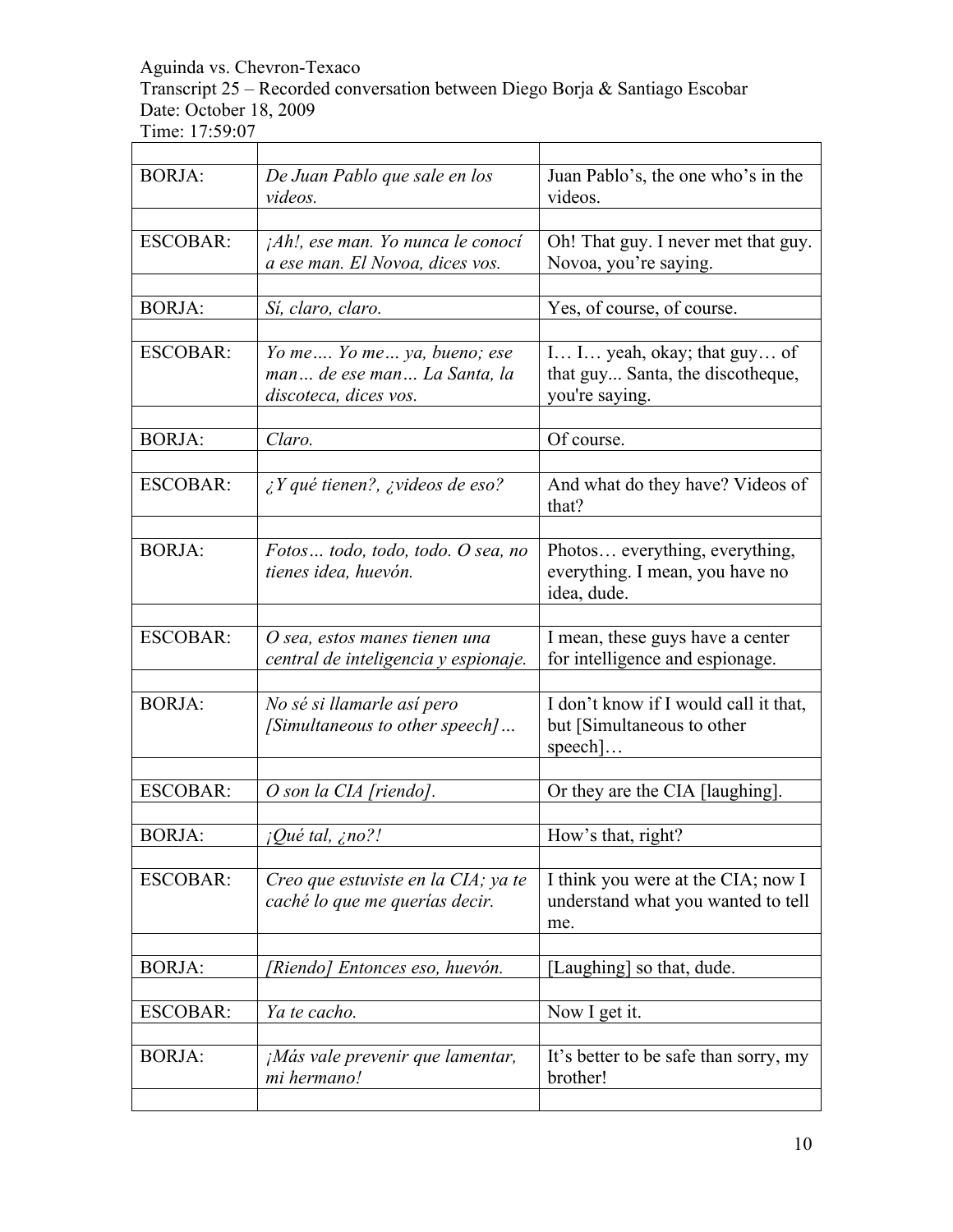| | | |
|---|---|---|
| BORJA: | *De Juan Pablo que sale en los videos.* | Juan Pablo's, the one who's in the videos. |
| ESCOBAR: | *¡Ah!, ese man. Yo nunca le conocí a ese man. El Novoa, dices vos.* | Oh! That guy. I never met that guy. Novoa, you're saying. |
| BORJA: | *Sí, claro, claro.* | Yes, of course, of course. |
| ESCOBAR: | *Yo me…. Yo me… ya, bueno; ese man… de ese man… La Santa, la discoteca, dices vos.* | I… I… yeah, okay; that guy… of that guy... Santa, the discotheque, you're saying. |
| BORJA: | *Claro.* | Of course. |
| ESCOBAR: | *¿Y qué tienen?, ¿videos de eso?* | And what do they have? Videos of that? |
| BORJA: | *Fotos… todo, todo, todo. O sea, no tienes idea, huevón.* | Photos… everything, everything, everything. I mean, you have no idea, dude. |
| ESCOBAR: | *O sea, estos manes tienen una central de inteligencia y espionaje.* | I mean, these guys have a center for intelligence and espionage. |
| BORJA: | *No sé si llamarle así pero [Simultaneous to other speech]…* | I don't know if I would call it that, but [Simultaneous to other speech]… |
| ESCOBAR: | *O son la CIA [riendo].* | Or they are the CIA [laughing]. |
| BORJA: | *¡Qué tal, ¿no?!* | How's that, right? |
| ESCOBAR: | *Creo que estuviste en la CIA; ya te caché lo que me querías decir.* | I think you were at the CIA; now I understand what you wanted to tell me. |
| BORJA: | *[Riendo] Entonces eso, huevón.* | [Laughing] so that, dude. |
| ESCOBAR: | *Ya te cacho.* | Now I get it. |
| BORJA: | *¡Más vale prevenir que lamentar, mi hermano!* | It's better to be safe than sorry, my brother! |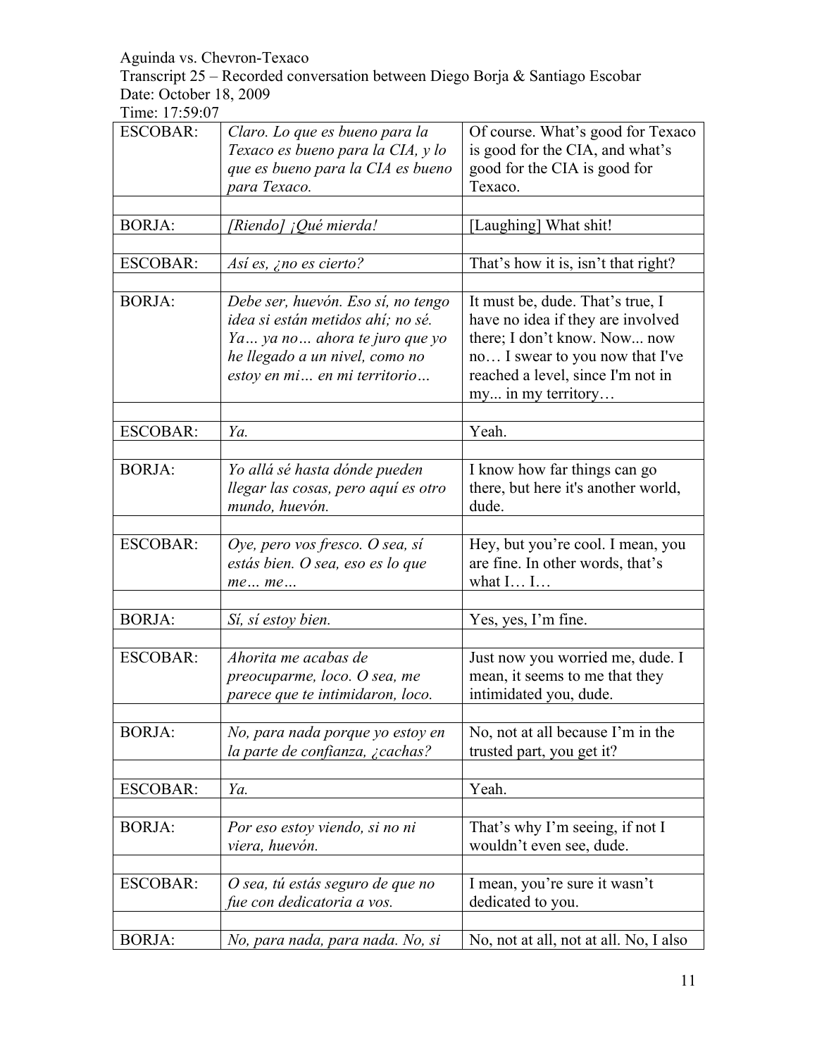Aguinda vs. Chevron-Texaco
Transcript 25 – Recorded conversation between Diego Borja & Santiago Escobar
Date: October 18, 2009
Time: 17:59:07

| | | |
|---|---|---|
| ESCOBAR: | *Claro. Lo que es bueno para la Texaco es bueno para la CIA, y lo que es bueno para la CIA es bueno para Texaco.* | Of course. What's good for Texaco is good for the CIA, and what's good for the CIA is good for Texaco. |
| | | |
| BORJA: | *[Riendo] ¡Qué mierda!* | [Laughing] What shit! |
| | | |
| ESCOBAR: | *Así es, ¿no es cierto?* | That's how it is, isn't that right? |
| | | |
| BORJA: | *Debe ser, huevón. Eso sí, no tengo idea si están metidos ahí; no sé. Ya… ya no… ahora te juro que yo he llegado a un nivel, como no estoy en mi… en mi territorio…* | It must be, dude. That's true, I have no idea if they are involved there; I don't know. Now... now no… I swear to you now that I've reached a level, since I'm not in my... in my territory… |
| | | |
| ESCOBAR: | *Ya.* | Yeah. |
| | | |
| BORJA: | *Yo allá sé hasta dónde pueden llegar las cosas, pero aquí es otro mundo, huevón.* | I know how far things can go there, but here it's another world, dude. |
| | | |
| ESCOBAR: | *Oye, pero vos fresco. O sea, sí estás bien. O sea, eso es lo que me… me…* | Hey, but you're cool. I mean, you are fine. In other words, that's what I… I… |
| | | |
| BORJA: | *Sí, sí estoy bien.* | Yes, yes, I'm fine. |
| | | |
| ESCOBAR: | *Ahorita me acabas de preocuparme, loco. O sea, me parece que te intimidaron, loco.* | Just now you worried me, dude. I mean, it seems to me that they intimidated you, dude. |
| | | |
| BORJA: | *No, para nada porque yo estoy en la parte de confianza, ¿cachas?* | No, not at all because I'm in the trusted part, you get it? |
| | | |
| ESCOBAR: | *Ya.* | Yeah. |
| | | |
| BORJA: | *Por eso estoy viendo, si no ni viera, huevón.* | That's why I'm seeing, if not I wouldn't even see, dude. |
| | | |
| ESCOBAR: | *O sea, tú estás seguro de que no fue con dedicatoria a vos.* | I mean, you're sure it wasn't dedicated to you. |
| | | |
| BORJA: | *No, para nada, para nada. No, si* | No, not at all, not at all. No, I also |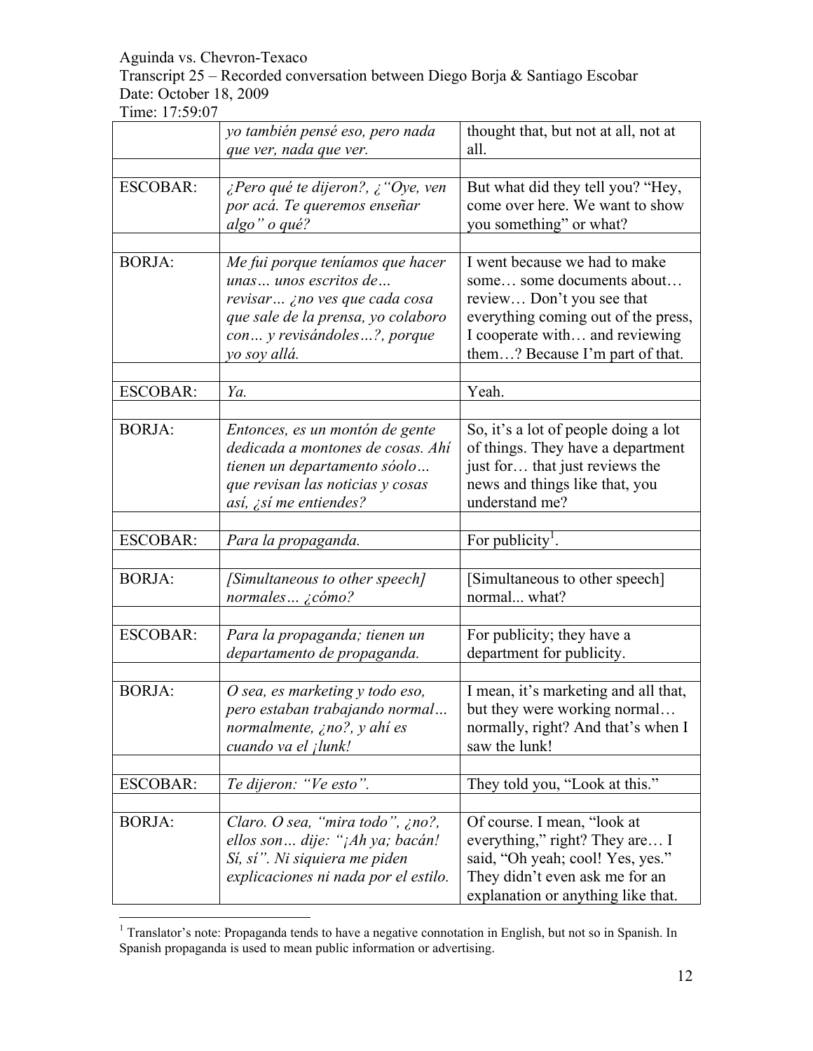Aguinda vs. Chevron-Texaco
Transcript 25 – Recorded conversation between Diego Borja & Santiago Escobar
Date: October 18, 2009
Time: 17:59:07

| | | |
|---|---|---|
| | *yo también pensé eso, pero nada que ver, nada que ver.* | thought that, but not at all, not at all. |
| | | |
| ESCOBAR: | *¿Pero qué te dijeron?, ¿"Oye, ven por acá. Te queremos enseñar algo" o qué?* | But what did they tell you? "Hey, come over here. We want to show you something" or what? |
| | | |
| BORJA: | *Me fui porque teníamos que hacer unas… unos escritos de… revisar… ¿no ves que cada cosa que sale de la prensa, yo colaboro con… y revisándoles…?, porque yo soy allá.* | I went because we had to make some… some documents about… review… Don't you see that everything coming out of the press, I cooperate with… and reviewing them…? Because I'm part of that. |
| | | |
| ESCOBAR: | *Ya.* | Yeah. |
| | | |
| BORJA: | *Entonces, es un montón de gente dedicada a montones de cosas. Ahí tienen un departamento sóolo… que revisan las noticias y cosas así, ¿sí me entiendes?* | So, it's a lot of people doing a lot of things. They have a department just for… that just reviews the news and things like that, you understand me? |
| | | |
| ESCOBAR: | *Para la propaganda.* | For publicity[1]. |
| | | |
| BORJA: | *[Simultaneous to other speech] normales… ¿cómo?* | [Simultaneous to other speech] normal... what? |
| | | |
| ESCOBAR: | *Para la propaganda; tienen un departamento de propaganda.* | For publicity; they have a department for publicity. |
| | | |
| BORJA: | *O sea, es marketing y todo eso, pero estaban trabajando normal… normalmente, ¿no?, y ahí es cuando va el ¡lunk!* | I mean, it's marketing and all that, but they were working normal… normally, right? And that's when I saw the lunk! |
| | | |
| ESCOBAR: | *Te dijeron: "Ve esto".* | They told you, "Look at this." |
| | | |
| BORJA: | *Claro. O sea, "mira todo", ¿no?, ellos son… dije: "¡Ah ya; bacán! Sí, sí". Ni siquiera me piden explicaciones ni nada por el estilo.* | Of course. I mean, "look at everything," right? They are… I said, "Oh yeah; cool! Yes, yes." They didn't even ask me for an explanation or anything like that. |

[1] Translator's note: Propaganda tends to have a negative connotation in English, but not so in Spanish. In Spanish propaganda is used to mean public information or advertising.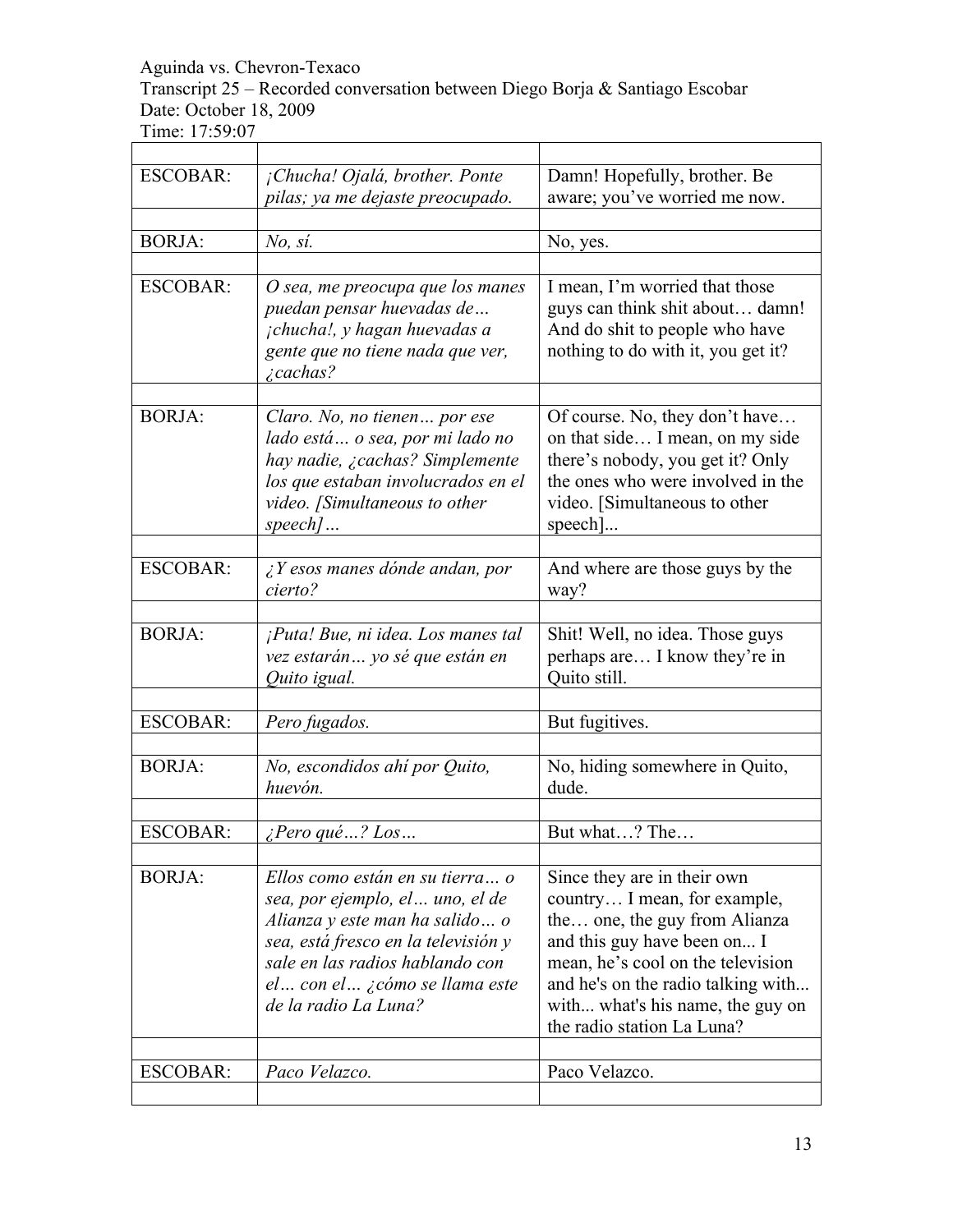Aguinda vs. Chevron-Texaco
Transcript 25 – Recorded conversation between Diego Borja & Santiago Escobar
Date: October 18, 2009
Time: 17:59:07

| | | |
|---|---|---|
| ESCOBAR: | *¡Chucha! Ojalá, brother. Ponte pilas; ya me dejaste preocupado.* | Damn! Hopefully, brother. Be aware; you've worried me now. |
| | | |
| BORJA: | *No, sí.* | No, yes. |
| | | |
| ESCOBAR: | *O sea, me preocupa que los manes puedan pensar huevadas de… ¡chucha!, y hagan huevadas a gente que no tiene nada que ver, ¿cachas?* | I mean, I'm worried that those guys can think shit about… damn! And do shit to people who have nothing to do with it, you get it? |
| | | |
| BORJA: | *Claro. No, no tienen… por ese lado está… o sea, por mi lado no hay nadie, ¿cachas? Simplemente los que estaban involucrados en el video. [Simultaneous to other speech]…* | Of course. No, they don't have… on that side… I mean, on my side there's nobody, you get it? Only the ones who were involved in the video. [Simultaneous to other speech]... |
| | | |
| ESCOBAR: | *¿Y esos manes dónde andan, por cierto?* | And where are those guys by the way? |
| | | |
| BORJA: | *¡Puta! Bue, ni idea. Los manes tal vez estarán… yo sé que están en Quito igual.* | Shit! Well, no idea. Those guys perhaps are… I know they're in Quito still. |
| | | |
| ESCOBAR: | *Pero fugados.* | But fugitives. |
| | | |
| BORJA: | *No, escondidos ahí por Quito, huevón.* | No, hiding somewhere in Quito, dude. |
| | | |
| ESCOBAR: | *¿Pero qué…? Los…* | But what…? The… |
| | | |
| BORJA: | *Ellos como están en su tierra… o sea, por ejemplo, el… uno, el de Alianza y este man ha salido… o sea, está fresco en la televisión y sale en las radios hablando con el… con el… ¿cómo se llama este de la radio La Luna?* | Since they are in their own country… I mean, for example, the… one, the guy from Alianza and this guy have been on... I mean, he's cool on the television and he's on the radio talking with... with... what's his name, the guy on the radio station La Luna? |
| | | |
| ESCOBAR: | *Paco Velazco.* | Paco Velazco. |
| | | |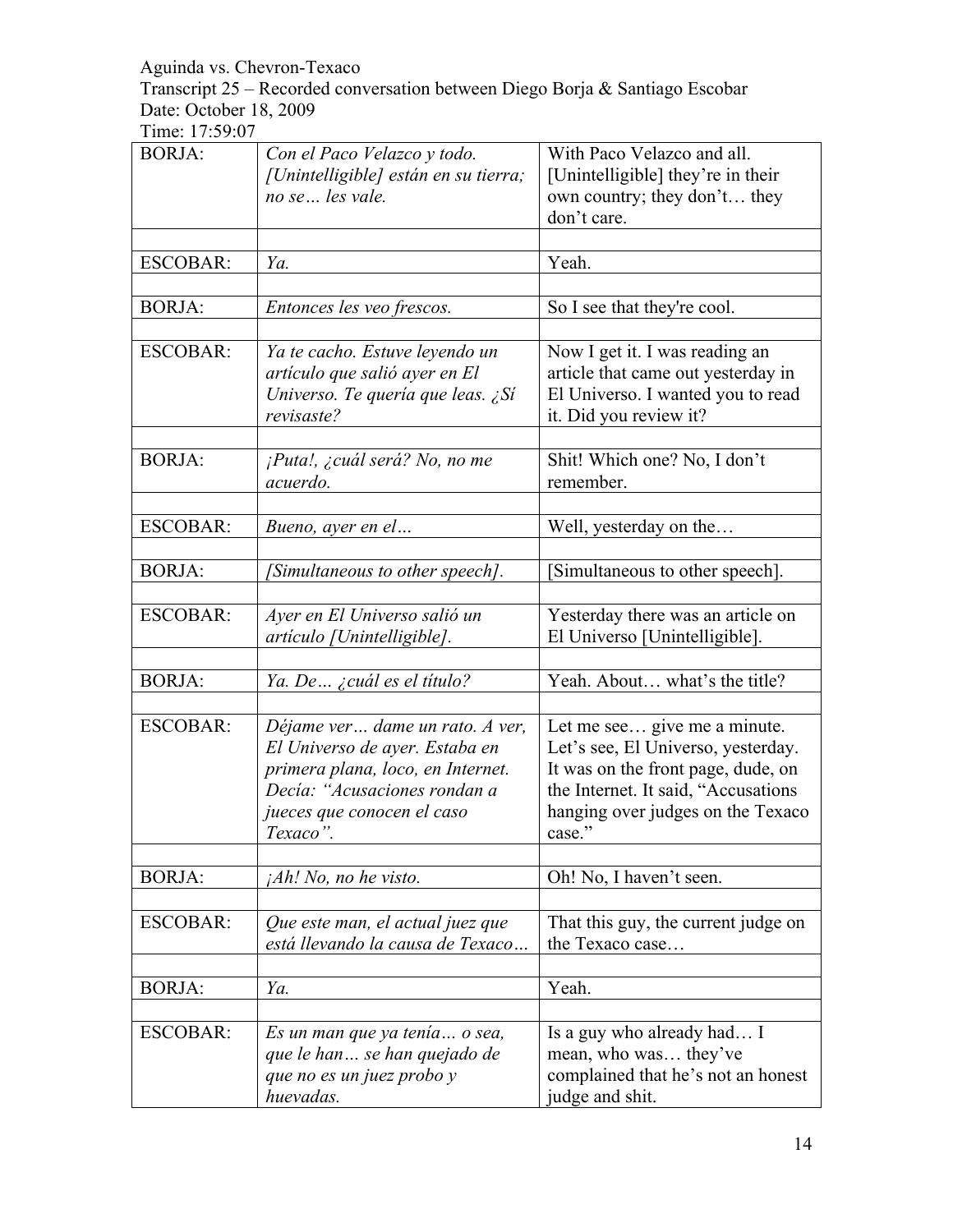Aguinda vs. Chevron-Texaco
Transcript 25 – Recorded conversation between Diego Borja & Santiago Escobar
Date: October 18, 2009
Time: 17:59:07

| | | |
|---|---|---|
| BORJA: | *Con el Paco Velazco y todo. [Unintelligible] están en su tierra; no se… les vale.* | With Paco Velazco and all. [Unintelligible] they're in their own country; they don't… they don't care. |
| | | |
| ESCOBAR: | *Ya.* | Yeah. |
| | | |
| BORJA: | *Entonces les veo frescos.* | So I see that they're cool. |
| | | |
| ESCOBAR: | *Ya te cacho. Estuve leyendo un artículo que salió ayer en El Universo. Te quería que leas. ¿Sí revisaste?* | Now I get it. I was reading an article that came out yesterday in El Universo. I wanted you to read it. Did you review it? |
| | | |
| BORJA: | *¡Puta!, ¿cuál será? No, no me acuerdo.* | Shit! Which one? No, I don't remember. |
| | | |
| ESCOBAR: | *Bueno, ayer en el…* | Well, yesterday on the… |
| | | |
| BORJA: | *[Simultaneous to other speech].* | [Simultaneous to other speech]. |
| | | |
| ESCOBAR: | *Ayer en El Universo salió un artículo [Unintelligible].* | Yesterday there was an article on El Universo [Unintelligible]. |
| | | |
| BORJA: | *Ya. De… ¿cuál es el título?* | Yeah. About… what's the title? |
| | | |
| ESCOBAR: | *Déjame ver… dame un rato. A ver, El Universo de ayer. Estaba en primera plana, loco, en Internet. Decía: "Acusaciones rondan a jueces que conocen el caso Texaco".* | Let me see… give me a minute. Let's see, El Universo, yesterday. It was on the front page, dude, on the Internet. It said, "Accusations hanging over judges on the Texaco case." |
| | | |
| BORJA: | *¡Ah! No, no he visto.* | Oh! No, I haven't seen. |
| | | |
| ESCOBAR: | *Que este man, el actual juez que está llevando la causa de Texaco…* | That this guy, the current judge on the Texaco case… |
| | | |
| BORJA: | *Ya.* | Yeah. |
| | | |
| ESCOBAR: | *Es un man que ya tenía… o sea, que le han… se han quejado de que no es un juez probo y huevadas.* | Is a guy who already had… I mean, who was… they've complained that he's not an honest judge and shit. |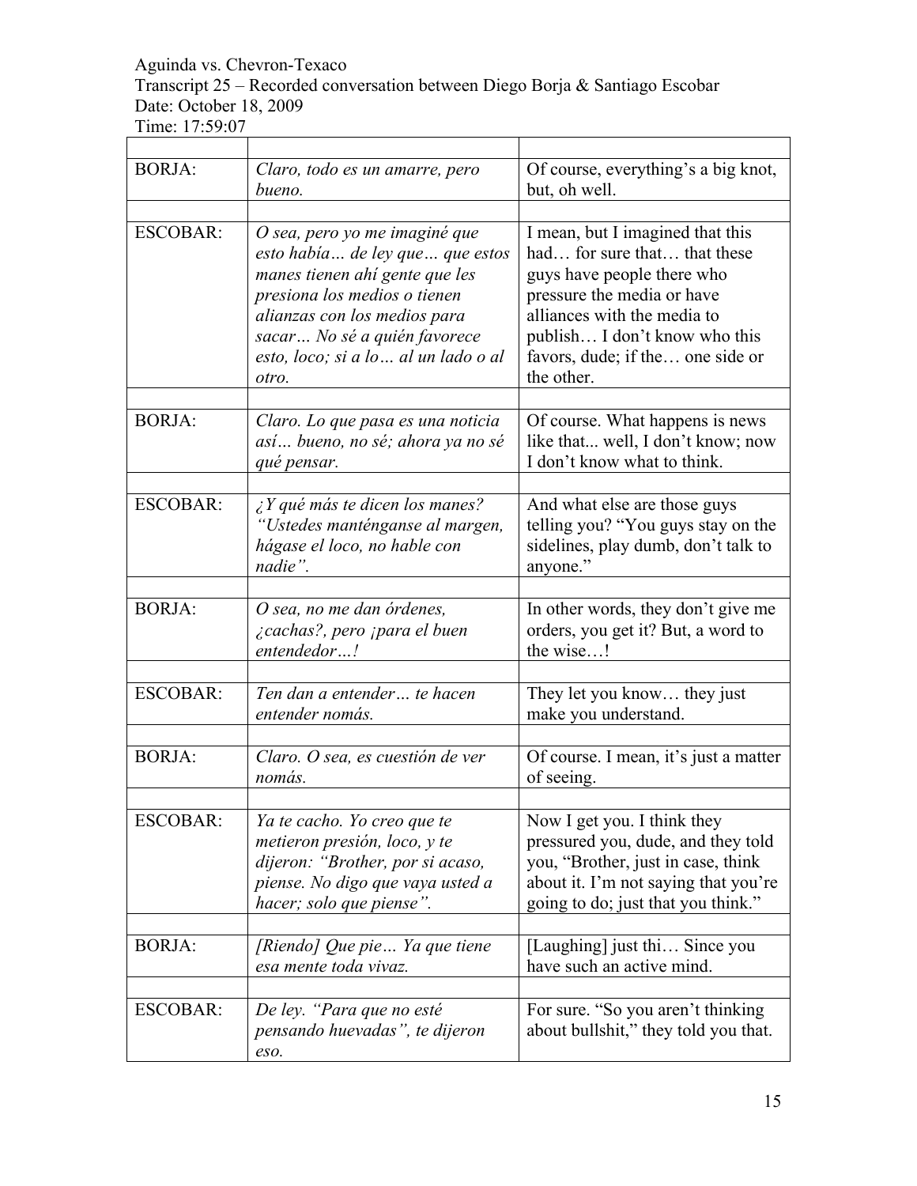| | | |
|---|---|---|
| BORJA: | *Claro, todo es un amarre, pero bueno.* | Of course, everything's a big knot, but, oh well. |
| ESCOBAR: | *O sea, pero yo me imaginé que esto había… de ley que… que estos manes tienen ahí gente que les presiona los medios o tienen alianzas con los medios para sacar… No sé a quién favorece esto, loco; si a lo… al un lado o al otro.* | I mean, but I imagined that this had… for sure that… that these guys have people there who pressure the media or have alliances with the media to publish… I don't know who this favors, dude; if the… one side or the other. |
| BORJA: | *Claro. Lo que pasa es una noticia así… bueno, no sé; ahora ya no sé qué pensar.* | Of course. What happens is news like that... well, I don't know; now I don't know what to think. |
| ESCOBAR: | *¿Y qué más te dicen los manes? "Ustedes manténganse al margen, hágase el loco, no hable con nadie".* | And what else are those guys telling you? "You guys stay on the sidelines, play dumb, don't talk to anyone." |
| BORJA: | *O sea, no me dan órdenes, ¿cachas?, pero ¡para el buen entendedor…!* | In other words, they don't give me orders, you get it? But, a word to the wise…! |
| ESCOBAR: | *Ten dan a entender… te hacen entender nomás.* | They let you know… they just make you understand. |
| BORJA: | *Claro. O sea, es cuestión de ver nomás.* | Of course. I mean, it's just a matter of seeing. |
| ESCOBAR: | *Ya te cacho. Yo creo que te metieron presión, loco, y te dijeron: "Brother, por si acaso, piense. No digo que vaya usted a hacer; solo que piense".* | Now I get you. I think they pressured you, dude, and they told you, "Brother, just in case, think about it. I'm not saying that you're going to do; just that you think." |
| BORJA: | *[Riendo] Que pie… Ya que tiene esa mente toda vivaz.* | [Laughing] just thi… Since you have such an active mind. |
| ESCOBAR: | *De ley. "Para que no esté pensando huevadas", te dijeron eso.* | For sure. "So you aren't thinking about bullshit," they told you that. |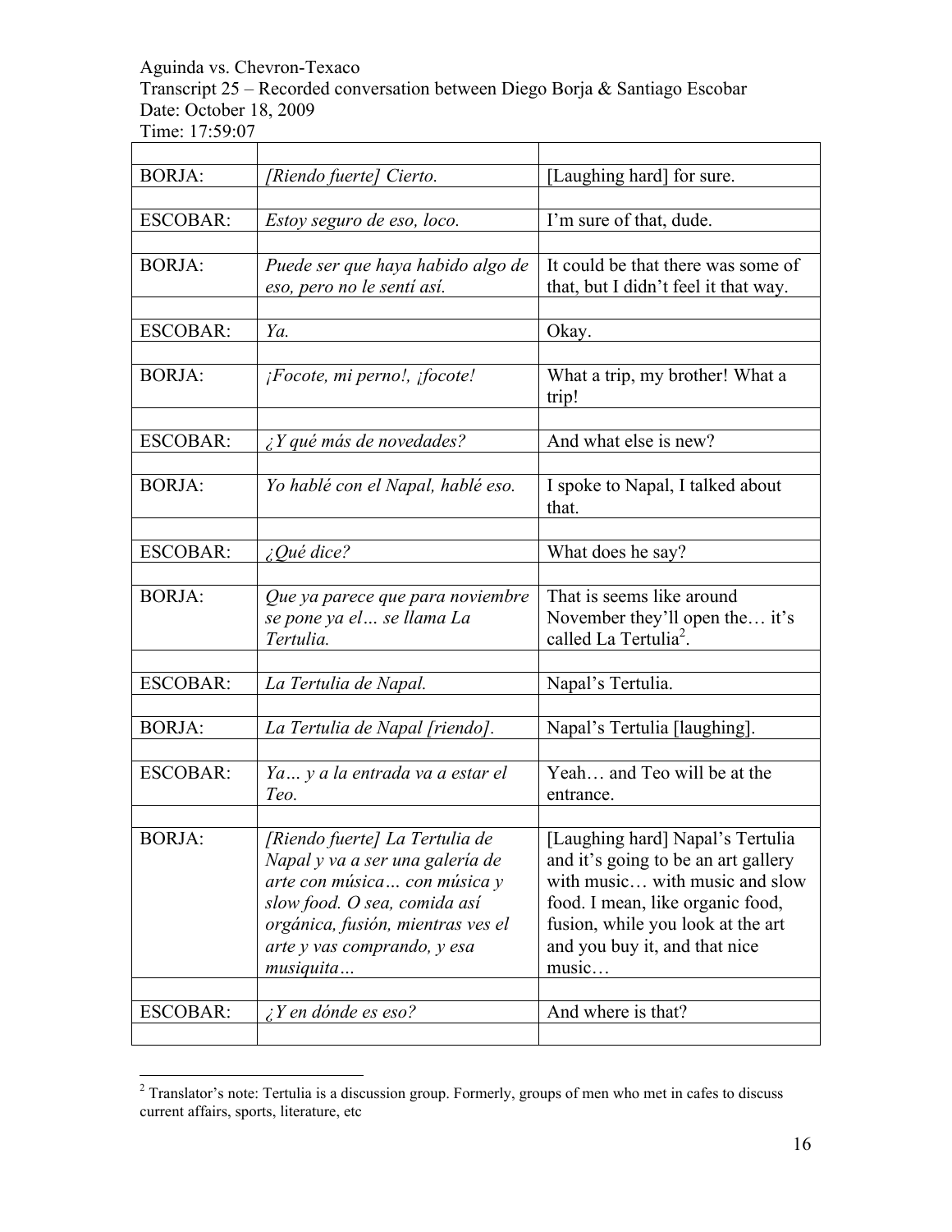Aguinda vs. Chevron-Texaco
Transcript 25 – Recorded conversation between Diego Borja & Santiago Escobar
Date: October 18, 2009
Time: 17:59:07

| | | |
|---|---|---|
| BORJA: | *[Riendo fuerte] Cierto.* | [Laughing hard] for sure. |
| ESCOBAR: | *Estoy seguro de eso, loco.* | I'm sure of that, dude. |
| BORJA: | *Puede ser que haya habido algo de eso, pero no le sentí así.* | It could be that there was some of that, but I didn't feel it that way. |
| ESCOBAR: | *Ya.* | Okay. |
| BORJA: | *¡Focote, mi perno!, ¡focote!* | What a trip, my brother! What a trip! |
| ESCOBAR: | *¿Y qué más de novedades?* | And what else is new? |
| BORJA: | *Yo hablé con el Napal, hablé eso.* | I spoke to Napal, I talked about that. |
| ESCOBAR: | *¿Qué dice?* | What does he say? |
| BORJA: | *Que ya parece que para noviembre se pone ya el… se llama La Tertulia.* | That is seems like around November they'll open the… it's called La Tertulia[2]. |
| ESCOBAR: | *La Tertulia de Napal.* | Napal's Tertulia. |
| BORJA: | *La Tertulia de Napal [riendo].* | Napal's Tertulia [laughing]. |
| ESCOBAR: | *Ya… y a la entrada va a estar el Teo.* | Yeah… and Teo will be at the entrance. |
| BORJA: | *[Riendo fuerte] La Tertulia de Napal y va a ser una galería de arte con música… con música y slow food. O sea, comida así orgánica, fusión, mientras ves el arte y vas comprando, y esa musiquita…* | [Laughing hard] Napal's Tertulia and it's going to be an art gallery with music… with music and slow food. I mean, like organic food, fusion, while you look at the art and you buy it, and that nice music… |
| ESCOBAR: | *¿Y en dónde es eso?* | And where is that? |

[2] Translator's note: Tertulia is a discussion group. Formerly, groups of men who met in cafes to discuss current affairs, sports, literature, etc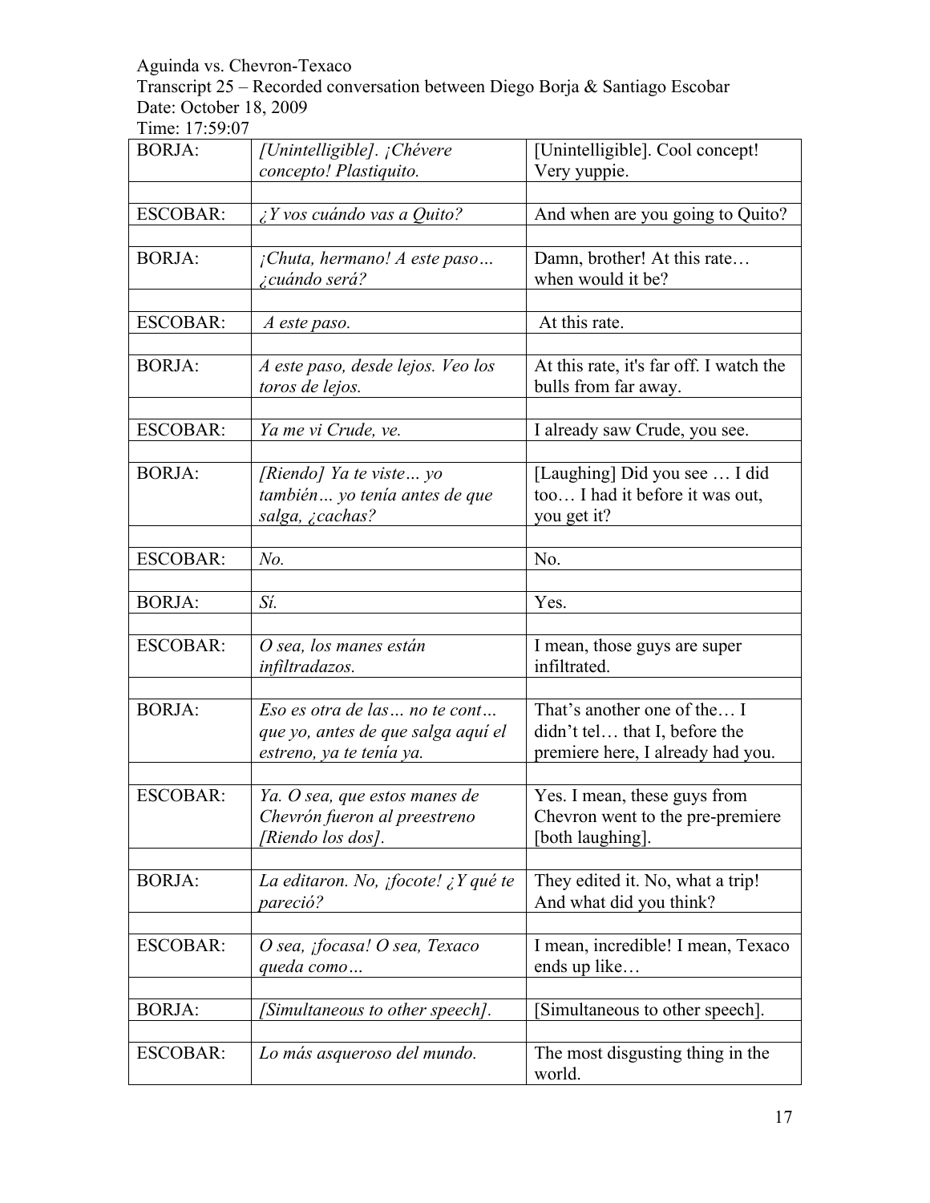Aguinda vs. Chevron-Texaco
Transcript 25 – Recorded conversation between Diego Borja & Santiago Escobar
Date: October 18, 2009
Time: 17:59:07

| | | |
|---|---|---|
| BORJA: | *[Unintelligible]. ¡Chévere concepto! Plastiquito.* | [Unintelligible]. Cool concept! Very yuppie. |
| | | |
| ESCOBAR: | *¿Y vos cuándo vas a Quito?* | And when are you going to Quito? |
| | | |
| BORJA: | *¡Chuta, hermano! A este paso… ¿cuándo será?* | Damn, brother! At this rate… when would it be? |
| | | |
| ESCOBAR: | *A este paso.* | At this rate. |
| | | |
| BORJA: | *A este paso, desde lejos. Veo los toros de lejos.* | At this rate, it's far off. I watch the bulls from far away. |
| | | |
| ESCOBAR: | *Ya me vi Crude, ve.* | I already saw Crude, you see. |
| | | |
| BORJA: | *[Riendo] Ya te viste… yo también… yo tenía antes de que salga, ¿cachas?* | [Laughing] Did you see … I did too… I had it before it was out, you get it? |
| | | |
| ESCOBAR: | *No.* | No. |
| | | |
| BORJA: | *Sí.* | Yes. |
| | | |
| ESCOBAR: | *O sea, los manes están infiltradazos.* | I mean, those guys are super infiltrated. |
| | | |
| BORJA: | *Eso es otra de las… no te cont… que yo, antes de que salga aquí el estreno, ya te tenía ya.* | That's another one of the… I didn't tel… that I, before the premiere here, I already had you. |
| | | |
| ESCOBAR: | *Ya. O sea, que estos manes de Chevrón fueron al preestreno [Riendo los dos].* | Yes. I mean, these guys from Chevron went to the pre-premiere [both laughing]. |
| | | |
| BORJA: | *La editaron. No, ¡focote! ¿Y qué te pareció?* | They edited it. No, what a trip! And what did you think? |
| | | |
| ESCOBAR: | *O sea, ¡focasa! O sea, Texaco queda como…* | I mean, incredible! I mean, Texaco ends up like… |
| | | |
| BORJA: | *[Simultaneous to other speech].* | [Simultaneous to other speech]. |
| | | |
| ESCOBAR: | *Lo más asqueroso del mundo.* | The most disgusting thing in the world. |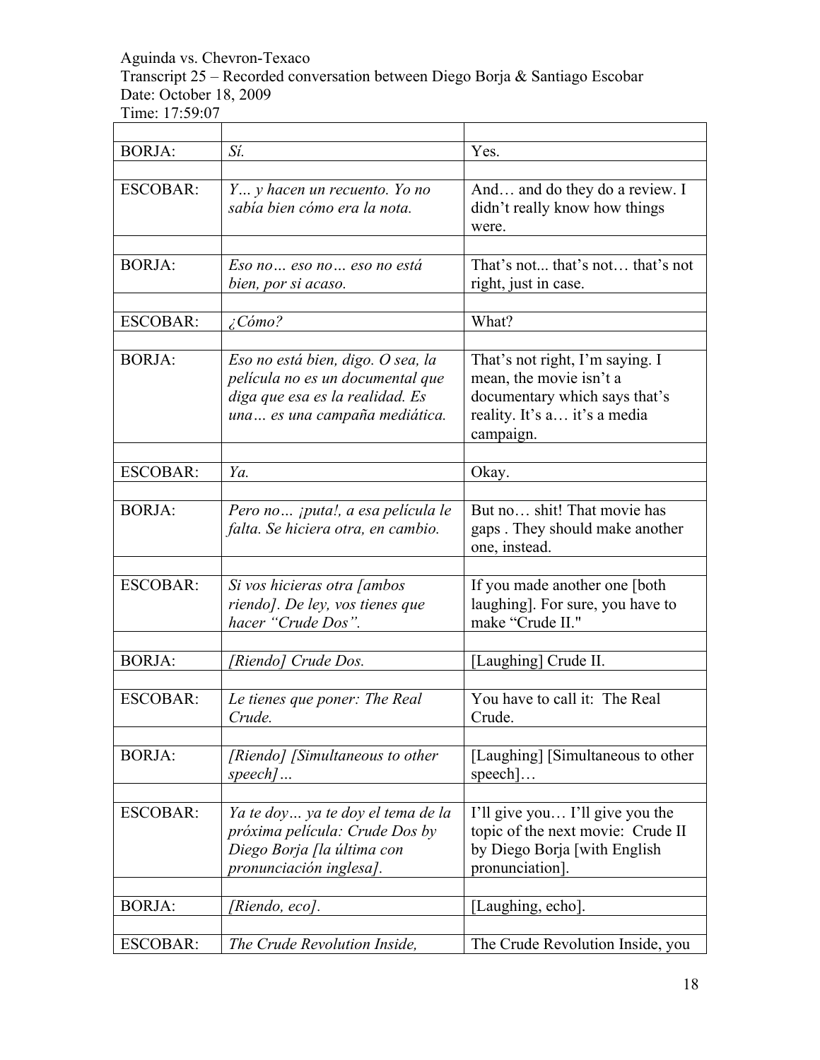Aguinda vs. Chevron-Texaco
Transcript 25 – Recorded conversation between Diego Borja & Santiago Escobar
Date: October 18, 2009
Time: 17:59:07

| | | |
|---|---|---|
| BORJA: | *Sí.* | Yes. |
| ESCOBAR: | *Y… y hacen un recuento. Yo no sabía bien cómo era la nota.* | And… and do they do a review. I didn't really know how things were. |
| BORJA: | *Eso no… eso no… eso no está bien, por si acaso.* | That's not... that's not… that's not right, just in case. |
| ESCOBAR: | *¿Cómo?* | What? |
| BORJA: | *Eso no está bien, digo. O sea, la película no es un documental que diga que esa es la realidad. Es una… es una campaña mediática.* | That's not right, I'm saying. I mean, the movie isn't a documentary which says that's reality. It's a… it's a media campaign. |
| ESCOBAR: | *Ya.* | Okay. |
| BORJA: | *Pero no… ¡puta!, a esa película le falta. Se hiciera otra, en cambio.* | But no… shit! That movie has gaps . They should make another one, instead. |
| ESCOBAR: | *Si vos hicieras otra [ambos riendo]. De ley, vos tienes que hacer "Crude Dos".* | If you made another one [both laughing]. For sure, you have to make "Crude II." |
| BORJA: | *[Riendo] Crude Dos.* | [Laughing] Crude II. |
| ESCOBAR: | *Le tienes que poner: The Real Crude.* | You have to call it: The Real Crude. |
| BORJA: | *[Riendo] [Simultaneous to other speech]…* | [Laughing] [Simultaneous to other speech]… |
| ESCOBAR: | *Ya te doy… ya te doy el tema de la próxima película: Crude Dos by Diego Borja [la última con pronunciación inglesa].* | I'll give you… I'll give you the topic of the next movie: Crude II by Diego Borja [with English pronunciation]. |
| BORJA: | *[Riendo, eco].* | [Laughing, echo]. |
| ESCOBAR: | *The Crude Revolution Inside,* | The Crude Revolution Inside, you |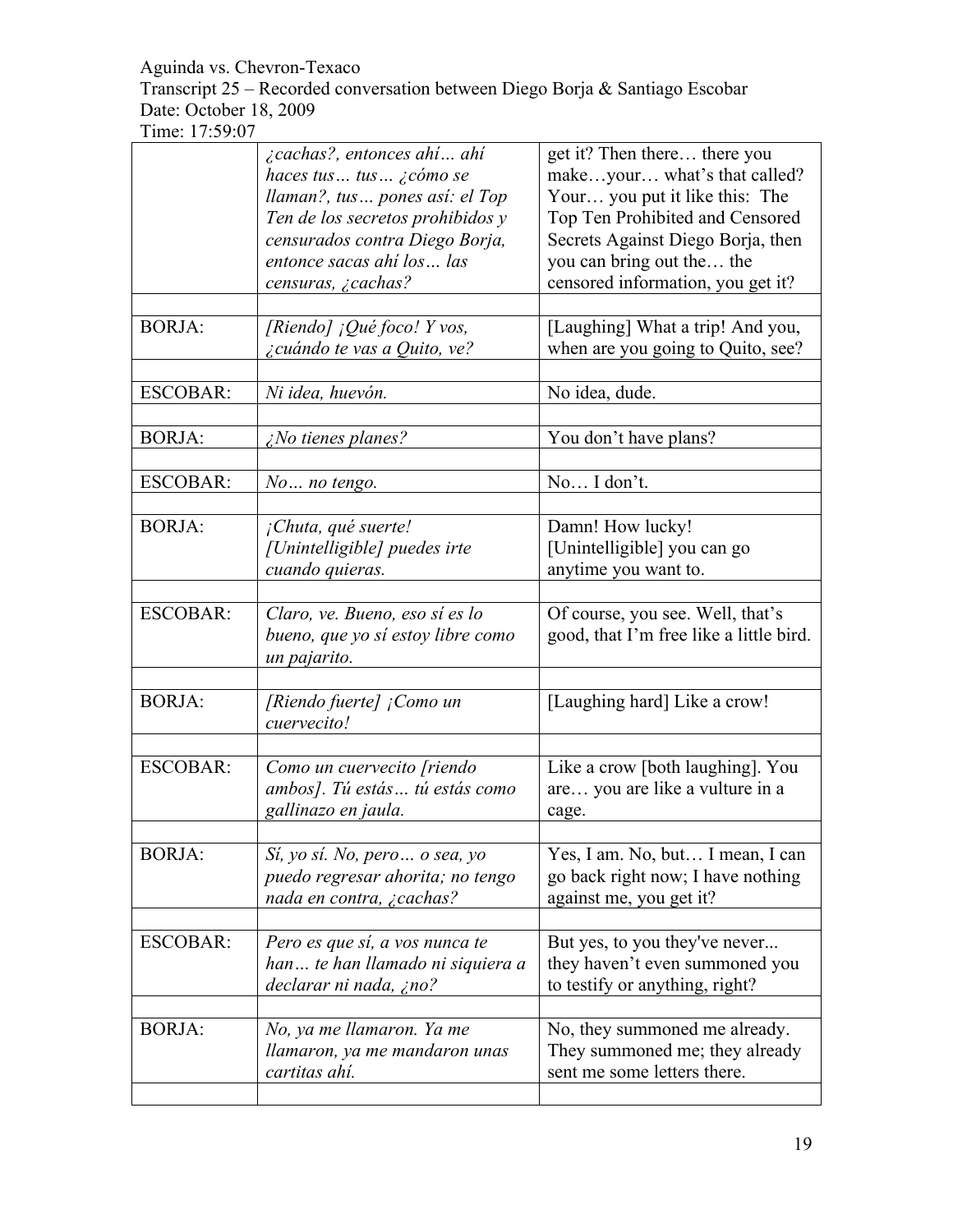| | | |
|---|---|---|
| | *¿cachas?, entonces ahí… ahí haces tus… tus… ¿cómo se llaman?, tus… pones así: el Top Ten de los secretos prohibidos y censurados contra Diego Borja, entonce sacas ahí los… las censuras, ¿cachas?* | get it? Then there… there you make…your… what's that called? Your… you put it like this: The Top Ten Prohibited and Censored Secrets Against Diego Borja, then you can bring out the… the censored information, you get it? |
| | | |
| BORJA: | *[Riendo] ¡Qué foco! Y vos, ¿cuándo te vas a Quito, ve?* | [Laughing] What a trip! And you, when are you going to Quito, see? |
| | | |
| ESCOBAR: | *Ni idea, huevón.* | No idea, dude. |
| | | |
| BORJA: | *¿No tienes planes?* | You don't have plans? |
| | | |
| ESCOBAR: | *No… no tengo.* | No… I don't. |
| | | |
| BORJA: | *¡Chuta, qué suerte! [Unintelligible] puedes irte cuando quieras.* | Damn! How lucky! [Unintelligible] you can go anytime you want to. |
| | | |
| ESCOBAR: | *Claro, ve. Bueno, eso sí es lo bueno, que yo sí estoy libre como un pajarito.* | Of course, you see. Well, that's good, that I'm free like a little bird. |
| | | |
| BORJA: | *[Riendo fuerte] ¡Como un cuervecito!* | [Laughing hard] Like a crow! |
| | | |
| ESCOBAR: | *Como un cuervecito [riendo ambos]. Tú estás… tú estás como gallinazo en jaula.* | Like a crow [both laughing]. You are… you are like a vulture in a cage. |
| | | |
| BORJA: | *Sí, yo sí. No, pero… o sea, yo puedo regresar ahorita; no tengo nada en contra, ¿cachas?* | Yes, I am. No, but… I mean, I can go back right now; I have nothing against me, you get it? |
| | | |
| ESCOBAR: | *Pero es que sí, a vos nunca te han… te han llamado ni siquiera a declarar ni nada, ¿no?* | But yes, to you they've never... they haven't even summoned you to testify or anything, right? |
| | | |
| BORJA: | *No, ya me llamaron. Ya me llamaron, ya me mandaron unas cartitas ahí.* | No, they summoned me already. They summoned me; they already sent me some letters there. |
| | | |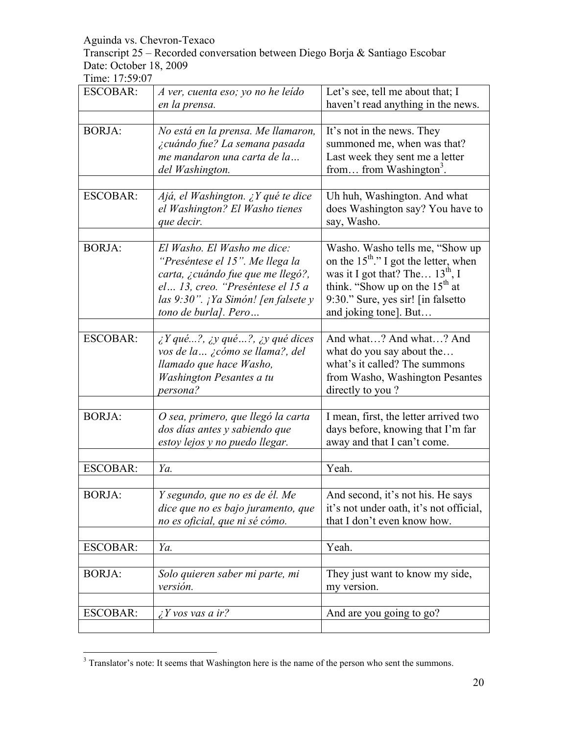Aguinda vs. Chevron-Texaco
Transcript 25 – Recorded conversation between Diego Borja & Santiago Escobar
Date: October 18, 2009
Time: 17:59:07

| | | |
|---|---|---|
| ESCOBAR: | *A ver, cuenta eso; yo no he leído en la prensa.* | Let's see, tell me about that; I haven't read anything in the news. |
| | | |
| BORJA: | *No está en la prensa. Me llamaron, ¿cuándo fue? La semana pasada me mandaron una carta de la… del Washington.* | It's not in the news. They summoned me, when was that? Last week they sent me a letter from… from Washington[3]. |
| | | |
| ESCOBAR: | *Ajá, el Washington. ¿Y qué te dice el Washington? El Washo tienes que decir.* | Uh huh, Washington. And what does Washington say? You have to say, Washo. |
| | | |
| BORJA: | *El Washo. El Washo me dice: "Preséntese el 15". Me llega la carta, ¿cuándo fue que me llegó?, el… 13, creo. "Preséntese el 15 a las 9:30". ¡Ya Simón! [en falsete y tono de burla]. Pero…* | Washo. Washo tells me, "Show up on the 15th." I got the letter, when was it I got that? The… 13th, I think. "Show up on the 15th at 9:30." Sure, yes sir! [in falsetto and joking tone]. But… |
| | | |
| ESCOBAR: | *¿Y qué...?, ¿y qué…?, ¿y qué dices vos de la… ¿cómo se llama?, del llamado que hace Washo, Washington Pesantes a tu persona?* | And what…? And what…? And what do you say about the… what's it called? The summons from Washo, Washington Pesantes directly to you ? |
| | | |
| BORJA: | *O sea, primero, que llegó la carta dos días antes y sabiendo que estoy lejos y no puedo llegar.* | I mean, first, the letter arrived two days before, knowing that I'm far away and that I can't come. |
| | | |
| ESCOBAR: | *Ya.* | Yeah. |
| | | |
| BORJA: | *Y segundo, que no es de él. Me dice que no es bajo juramento, que no es oficial, que ni sé cómo.* | And second, it's not his. He says it's not under oath, it's not official, that I don't even know how. |
| | | |
| ESCOBAR: | *Ya.* | Yeah. |
| | | |
| BORJA: | *Solo quieren saber mi parte, mi versión.* | They just want to know my side, my version. |
| | | |
| ESCOBAR: | *¿Y vos vas a ir?* | And are you going to go? |
| | | |

[3] Translator's note: It seems that Washington here is the name of the person who sent the summons.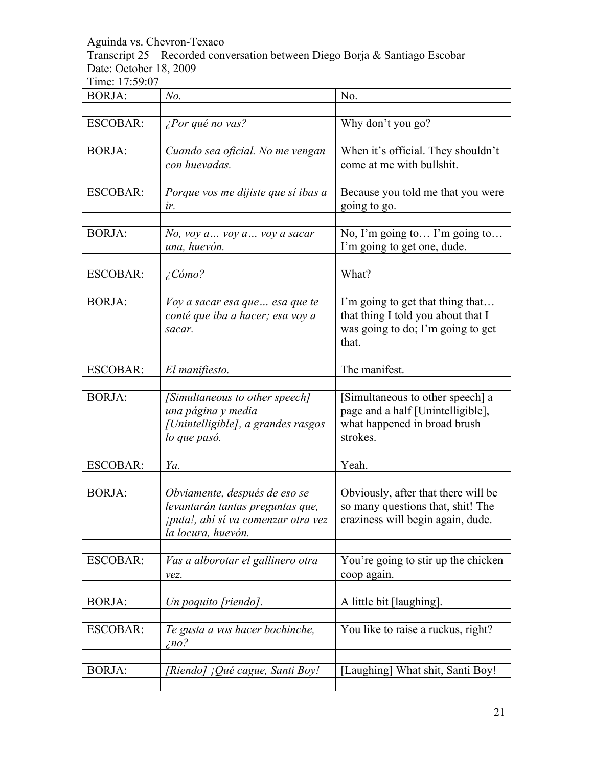Aguinda vs. Chevron-Texaco
Transcript 25 – Recorded conversation between Diego Borja & Santiago Escobar
Date: October 18, 2009
Time: 17:59:07

| | | |
|---|---|---|
| BORJA: | *No.* | No. |
| | | |
| ESCOBAR: | *¿Por qué no vas?* | Why don't you go? |
| | | |
| BORJA: | *Cuando sea oficial. No me vengan con huevadas.* | When it's official. They shouldn't come at me with bullshit. |
| | | |
| ESCOBAR: | *Porque vos me dijiste que sí ibas a ir.* | Because you told me that you were going to go. |
| | | |
| BORJA: | *No, voy a… voy a… voy a sacar una, huevón.* | No, I'm going to… I'm going to… I'm going to get one, dude. |
| | | |
| ESCOBAR: | *¿Cómo?* | What? |
| | | |
| BORJA: | *Voy a sacar esa que… esa que te conté que iba a hacer; esa voy a sacar.* | I'm going to get that thing that… that thing I told you about that I was going to do; I'm going to get that. |
| | | |
| ESCOBAR: | *El manifiesto.* | The manifest. |
| | | |
| BORJA: | *[Simultaneous to other speech] una página y media [Unintelligible], a grandes rasgos lo que pasó.* | [Simultaneous to other speech] a page and a half [Unintelligible], what happened in broad brush strokes. |
| | | |
| ESCOBAR: | *Ya.* | Yeah. |
| | | |
| BORJA: | *Obviamente, después de eso se levantarán tantas preguntas que, ¡puta!, ahí sí va comenzar otra vez la locura, huevón.* | Obviously, after that there will be so many questions that, shit! The craziness will begin again, dude. |
| | | |
| ESCOBAR: | *Vas a alborotar el gallinero otra vez.* | You're going to stir up the chicken coop again. |
| | | |
| BORJA: | *Un poquito [riendo].* | A little bit [laughing]. |
| | | |
| ESCOBAR: | *Te gusta a vos hacer bochinche, ¿no?* | You like to raise a ruckus, right? |
| | | |
| BORJA: | *[Riendo] ¡Qué cague, Santi Boy!* | [Laughing] What shit, Santi Boy! |
| | | |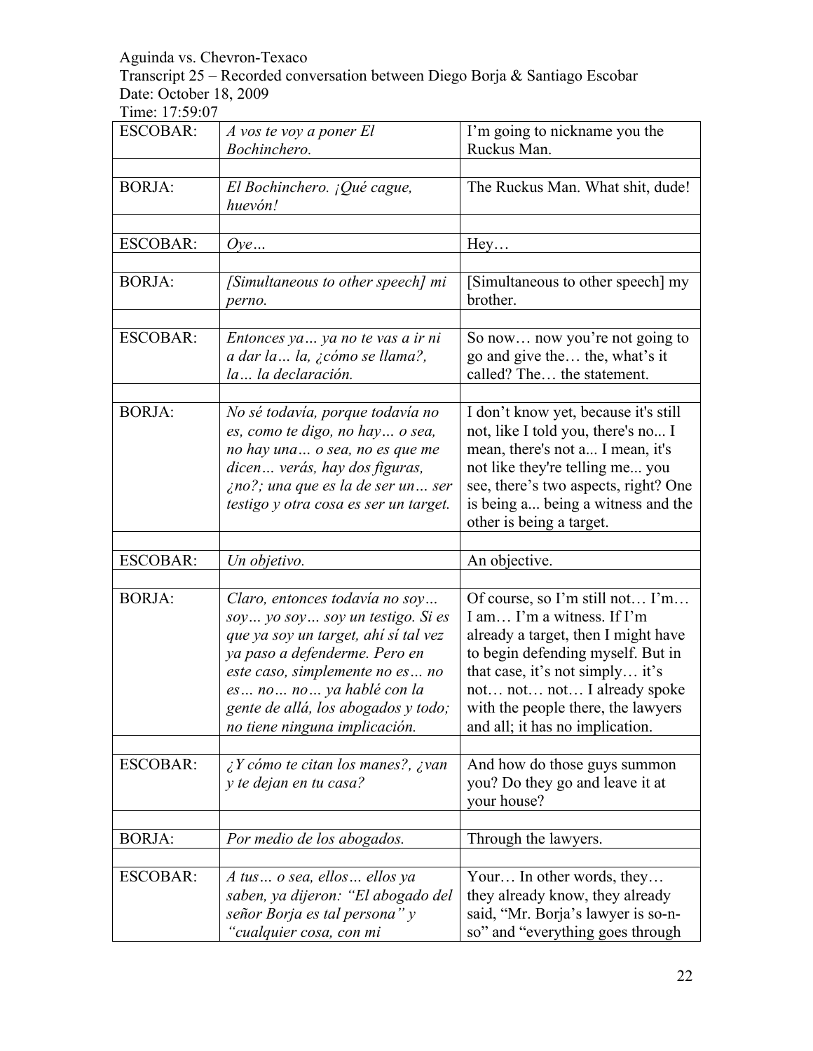Aguinda vs. Chevron-Texaco
Transcript 25 – Recorded conversation between Diego Borja & Santiago Escobar
Date: October 18, 2009
Time: 17:59:07

| | | |
|---|---|---|
| ESCOBAR: | *A vos te voy a poner El Bochinchero.* | I'm going to nickname you the Ruckus Man. |
| | | |
| BORJA: | *El Bochinchero. ¡Qué cague, huevón!* | The Ruckus Man. What shit, dude! |
| | | |
| ESCOBAR: | *Oye…* | Hey… |
| | | |
| BORJA: | *[Simultaneous to other speech] mi perno.* | [Simultaneous to other speech] my brother. |
| | | |
| ESCOBAR: | *Entonces ya… ya no te vas a ir ni a dar la… la, ¿cómo se llama?, la… la declaración.* | So now… now you're not going to go and give the… the, what's it called? The… the statement. |
| | | |
| BORJA: | *No sé todavía, porque todavía no es, como te digo, no hay… o sea, no hay una… o sea, no es que me dicen… verás, hay dos figuras, ¿no?; una que es la de ser un… ser testigo y otra cosa es ser un target.* | I don't know yet, because it's still not, like I told you, there's no... I mean, there's not a... I mean, it's not like they're telling me... you see, there's two aspects, right? One is being a... being a witness and the other is being a target. |
| | | |
| ESCOBAR: | *Un objetivo.* | An objective. |
| | | |
| BORJA: | *Claro, entonces todavía no soy… soy… yo soy… soy un testigo. Si es que ya soy un target, ahí sí tal vez ya paso a defenderme. Pero en este caso, simplemente no es… no es… no… no… ya hablé con la gente de allá, los abogados y todo; no tiene ninguna implicación.* | Of course, so I'm still not… I'm… I am… I'm a witness. If I'm already a target, then I might have to begin defending myself. But in that case, it's not simply… it's not… not… not… I already spoke with the people there, the lawyers and all; it has no implication. |
| | | |
| ESCOBAR: | *¿Y cómo te citan los manes?, ¿van y te dejan en tu casa?* | And how do those guys summon you? Do they go and leave it at your house? |
| | | |
| BORJA: | *Por medio de los abogados.* | Through the lawyers. |
| | | |
| ESCOBAR: | *A tus… o sea, ellos… ellos ya saben, ya dijeron: "El abogado del señor Borja es tal persona" y "cualquier cosa, con mi* | Your… In other words, they… they already know, they already said, "Mr. Borja's lawyer is so-n-so" and "everything goes through |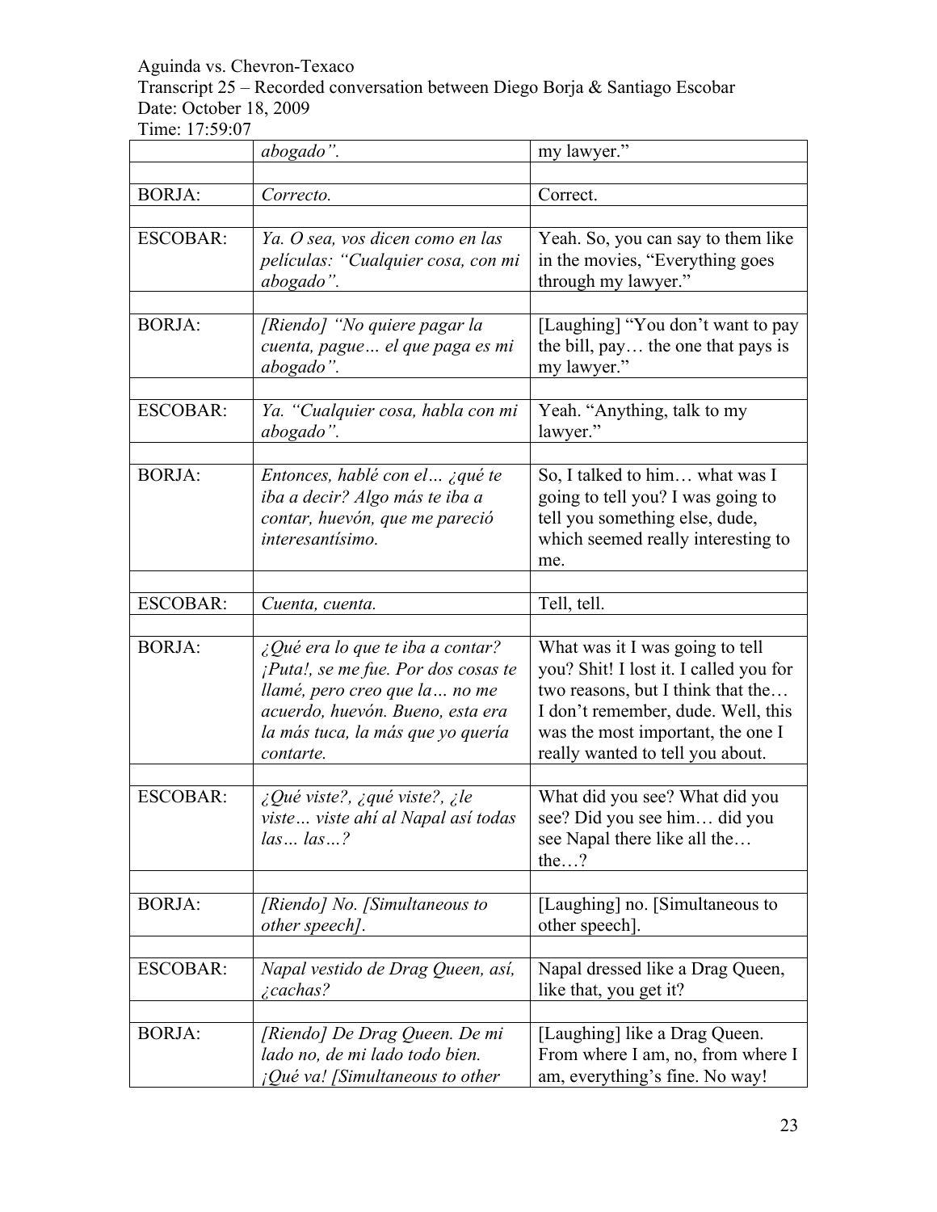Aguinda vs. Chevron-Texaco
Transcript 25 – Recorded conversation between Diego Borja & Santiago Escobar
Date: October 18, 2009
Time: 17:59:07

| | | |
|---|---|---|
| | *abogado".* | my lawyer." |
| | | |
| BORJA: | *Correcto.* | Correct. |
| | | |
| ESCOBAR: | *Ya. O sea, vos dicen como en las películas: "Cualquier cosa, con mi abogado".* | Yeah. So, you can say to them like in the movies, "Everything goes through my lawyer." |
| | | |
| BORJA: | *[Riendo] "No quiere pagar la cuenta, pague… el que paga es mi abogado".* | [Laughing] "You don't want to pay the bill, pay… the one that pays is my lawyer." |
| | | |
| ESCOBAR: | *Ya. "Cualquier cosa, habla con mi abogado".* | Yeah. "Anything, talk to my lawyer." |
| | | |
| BORJA: | *Entonces, hablé con el… ¿qué te iba a decir? Algo más te iba a contar, huevón, que me pareció interesantísimo.* | So, I talked to him… what was I going to tell you? I was going to tell you something else, dude, which seemed really interesting to me. |
| | | |
| ESCOBAR: | *Cuenta, cuenta.* | Tell, tell. |
| | | |
| BORJA: | *¿Qué era lo que te iba a contar? ¡Puta!, se me fue. Por dos cosas te llamé, pero creo que la… no me acuerdo, huevón. Bueno, esta era la más tuca, la más que yo quería contarte.* | What was it I was going to tell you? Shit! I lost it. I called you for two reasons, but I think that the… I don't remember, dude. Well, this was the most important, the one I really wanted to tell you about. |
| | | |
| ESCOBAR: | *¿Qué viste?, ¿qué viste?, ¿le viste… viste ahí al Napal así todas las… las…?* | What did you see? What did you see? Did you see him… did you see Napal there like all the… the…? |
| | | |
| BORJA: | *[Riendo] No. [Simultaneous to other speech].* | [Laughing] no. [Simultaneous to other speech]. |
| | | |
| ESCOBAR: | *Napal vestido de Drag Queen, así, ¿cachas?* | Napal dressed like a Drag Queen, like that, you get it? |
| | | |
| BORJA: | *[Riendo] De Drag Queen. De mi lado no, de mi lado todo bien. ¡Qué va! [Simultaneous to other* | [Laughing] like a Drag Queen. From where I am, no, from where I am, everything's fine. No way! |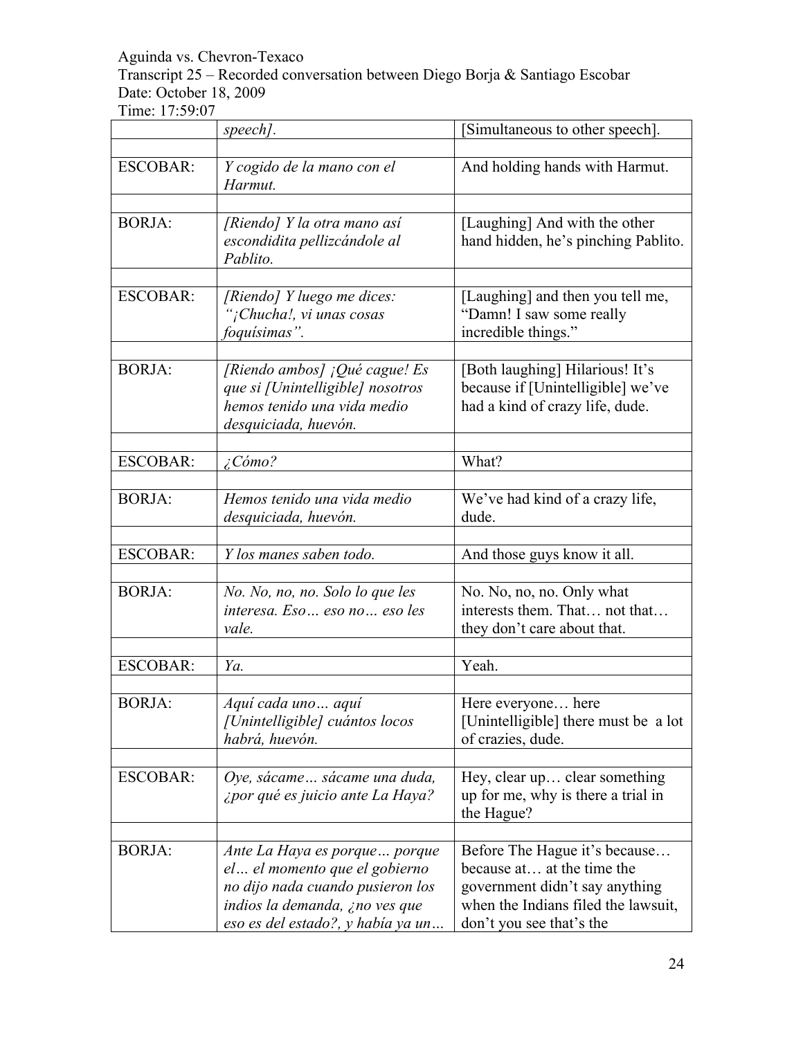| | | |
|---|---|---|
| | *speech].* | [Simultaneous to other speech]. |
| | | |
| ESCOBAR: | *Y cogido de la mano con el Harmut.* | And holding hands with Harmut. |
| | | |
| BORJA: | *[Riendo] Y la otra mano así escondidita pellizcándole al Pablito.* | [Laughing] And with the other hand hidden, he's pinching Pablito. |
| | | |
| ESCOBAR: | *[Riendo] Y luego me dices: "¡Chucha!, vi unas cosas foquísimas".* | [Laughing] and then you tell me, "Damn! I saw some really incredible things." |
| | | |
| BORJA: | *[Riendo ambos] ¡Qué cague! Es que si [Unintelligible] nosotros hemos tenido una vida medio desquiciada, huevón.* | [Both laughing] Hilarious! It's because if [Unintelligible] we've had a kind of crazy life, dude. |
| | | |
| ESCOBAR: | *¿Cómo?* | What? |
| | | |
| BORJA: | *Hemos tenido una vida medio desquiciada, huevón.* | We've had kind of a crazy life, dude. |
| | | |
| ESCOBAR: | *Y los manes saben todo.* | And those guys know it all. |
| | | |
| BORJA: | *No. No, no, no. Solo lo que les interesa. Eso… eso no… eso les vale.* | No. No, no, no. Only what interests them. That… not that… they don't care about that. |
| | | |
| ESCOBAR: | *Ya.* | Yeah. |
| | | |
| BORJA: | *Aquí cada uno… aquí [Unintelligible] cuántos locos habrá, huevón.* | Here everyone… here [Unintelligible] there must be a lot of crazies, dude. |
| | | |
| ESCOBAR: | *Oye, sácame… sácame una duda, ¿por qué es juicio ante La Haya?* | Hey, clear up… clear something up for me, why is there a trial in the Hague? |
| | | |
| BORJA: | *Ante La Haya es porque… porque el… el momento que el gobierno no dijo nada cuando pusieron los indios la demanda, ¿no ves que eso es del estado?, y había ya un…* | Before The Hague it's because… because at… at the time the government didn't say anything when the Indians filed the lawsuit, don't you see that's the |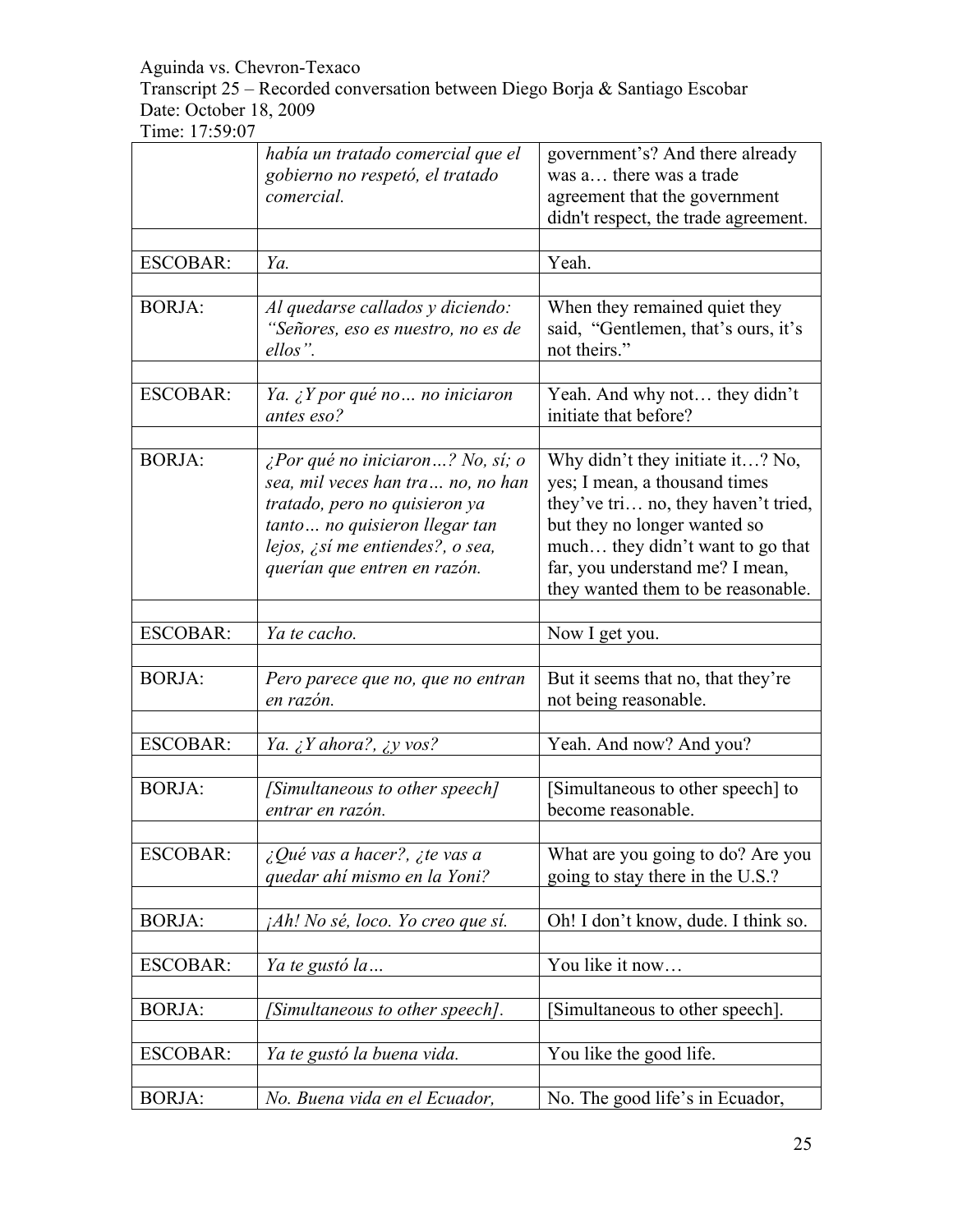| | | |
|---|---|---|
| | *había un tratado comercial que el gobierno no respetó, el tratado comercial.* | government's? And there already was a… there was a trade agreement that the government didn't respect, the trade agreement. |
| | | |
| ESCOBAR: | *Ya.* | Yeah. |
| | | |
| BORJA: | *Al quedarse callados y diciendo: "Señores, eso es nuestro, no es de ellos".* | When they remained quiet they said, "Gentlemen, that's ours, it's not theirs." |
| | | |
| ESCOBAR: | *Ya. ¿Y por qué no… no iniciaron antes eso?* | Yeah. And why not… they didn't initiate that before? |
| | | |
| BORJA: | *¿Por qué no iniciaron…? No, sí; o sea, mil veces han tra… no, no han tratado, pero no quisieron ya tanto… no quisieron llegar tan lejos, ¿sí me entiendes?, o sea, querían que entren en razón.* | Why didn't they initiate it…? No, yes; I mean, a thousand times they've tri… no, they haven't tried, but they no longer wanted so much… they didn't want to go that far, you understand me? I mean, they wanted them to be reasonable. |
| | | |
| ESCOBAR: | *Ya te cacho.* | Now I get you. |
| | | |
| BORJA: | *Pero parece que no, que no entran en razón.* | But it seems that no, that they're not being reasonable. |
| | | |
| ESCOBAR: | *Ya. ¿Y ahora?, ¿y vos?* | Yeah. And now? And you? |
| | | |
| BORJA: | *[Simultaneous to other speech] entrar en razón.* | [Simultaneous to other speech] to become reasonable. |
| | | |
| ESCOBAR: | *¿Qué vas a hacer?, ¿te vas a quedar ahí mismo en la Yoni?* | What are you going to do? Are you going to stay there in the U.S.? |
| | | |
| BORJA: | *¡Ah! No sé, loco. Yo creo que sí.* | Oh! I don't know, dude. I think so. |
| | | |
| ESCOBAR: | *Ya te gustó la…* | You like it now… |
| | | |
| BORJA: | *[Simultaneous to other speech].* | [Simultaneous to other speech]. |
| | | |
| ESCOBAR: | *Ya te gustó la buena vida.* | You like the good life. |
| | | |
| BORJA: | *No. Buena vida en el Ecuador,* | No. The good life's in Ecuador, |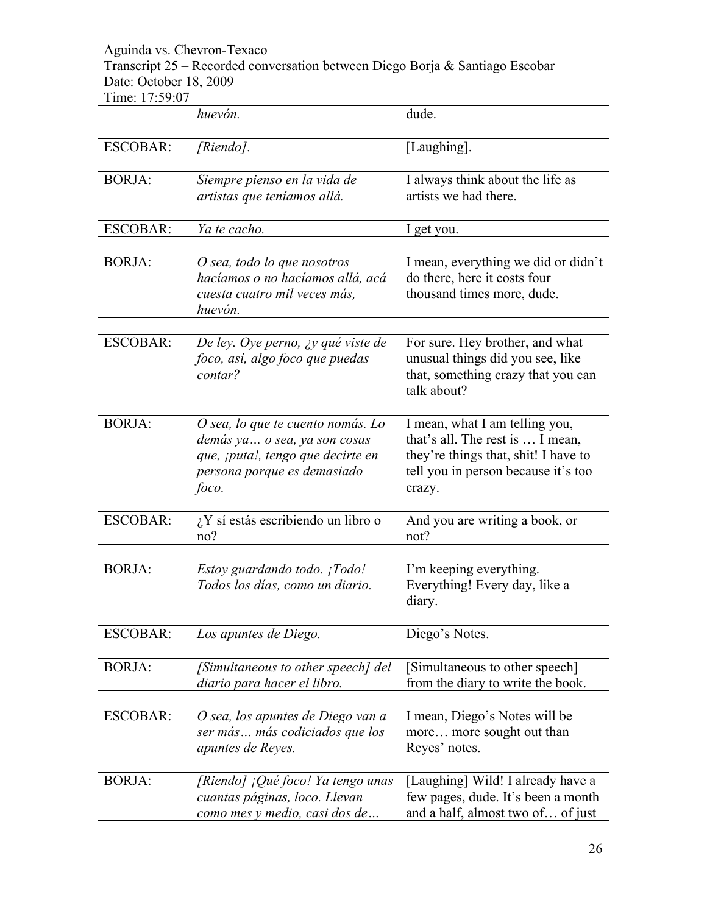Aguinda vs. Chevron-Texaco
Transcript 25 – Recorded conversation between Diego Borja & Santiago Escobar
Date: October 18, 2009
Time: 17:59:07

| | | |
|---|---|---|
| | *huevón.* | dude. |
| | | |
| ESCOBAR: | *[Riendo].* | [Laughing]. |
| | | |
| BORJA: | *Siempre pienso en la vida de artistas que teníamos allá.* | I always think about the life as artists we had there. |
| | | |
| ESCOBAR: | *Ya te cacho.* | I get you. |
| | | |
| BORJA: | *O sea, todo lo que nosotros hacíamos o no hacíamos allá, acá cuesta cuatro mil veces más, huevón.* | I mean, everything we did or didn't do there, here it costs four thousand times more, dude. |
| | | |
| ESCOBAR: | *De ley. Oye perno, ¿y qué viste de foco, así, algo foco que puedas contar?* | For sure. Hey brother, and what unusual things did you see, like that, something crazy that you can talk about? |
| | | |
| BORJA: | *O sea, lo que te cuento nomás. Lo demás ya… o sea, ya son cosas que, ¡puta!, tengo que decirte en persona porque es demasiado foco.* | I mean, what I am telling you, that's all. The rest is … I mean, they're things that, shit! I have to tell you in person because it's too crazy. |
| | | |
| ESCOBAR: | *¿Y sí estás escribiendo un libro o no?* | And you are writing a book, or not? |
| | | |
| BORJA: | *Estoy guardando todo. ¡Todo! Todos los días, como un diario.* | I'm keeping everything. Everything! Every day, like a diary. |
| | | |
| ESCOBAR: | *Los apuntes de Diego.* | Diego's Notes. |
| | | |
| BORJA: | *[Simultaneous to other speech] del diario para hacer el libro.* | [Simultaneous to other speech] from the diary to write the book. |
| | | |
| ESCOBAR: | *O sea, los apuntes de Diego van a ser más… más codiciados que los apuntes de Reyes.* | I mean, Diego's Notes will be more… more sought out than Reyes' notes. |
| | | |
| BORJA: | *[Riendo] ¡Qué foco! Ya tengo unas cuantas páginas, loco. Llevan como mes y medio, casi dos de…* | [Laughing] Wild! I already have a few pages, dude. It's been a month and a half, almost two of… of just |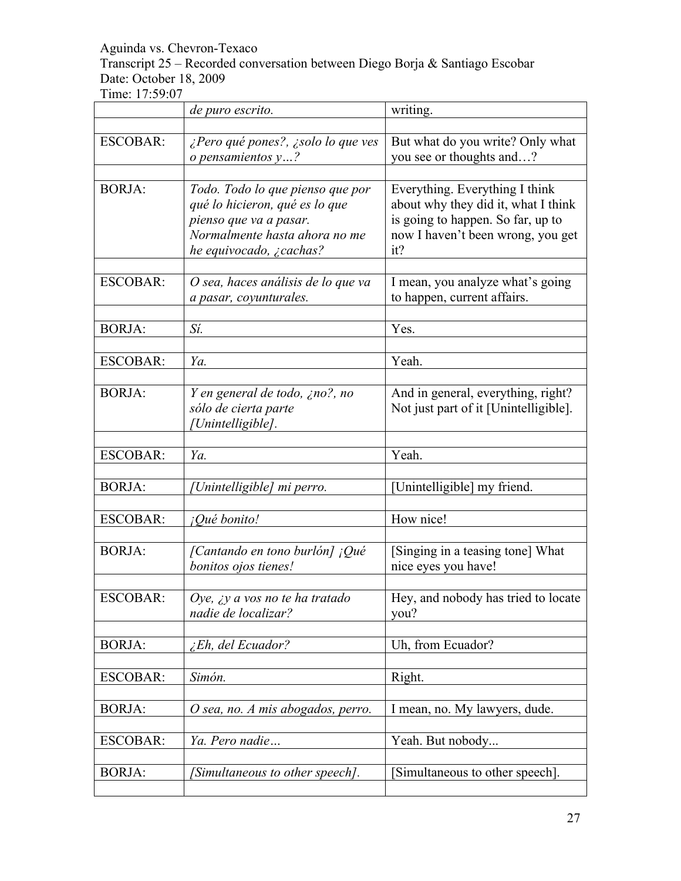Aguinda vs. Chevron-Texaco
Transcript 25 – Recorded conversation between Diego Borja & Santiago Escobar
Date: October 18, 2009
Time: 17:59:07

| | | |
|---|---|---|
| | *de puro escrito.* | writing. |
| ESCOBAR: | *¿Pero qué pones?, ¿solo lo que ves o pensamientos y…?* | But what do you write? Only what you see or thoughts and…? |
| BORJA: | *Todo. Todo lo que pienso que por qué lo hicieron, qué es lo que pienso que va a pasar. Normalmente hasta ahora no me he equivocado, ¿cachas?* | Everything. Everything I think about why they did it, what I think is going to happen. So far, up to now I haven't been wrong, you get it? |
| ESCOBAR: | *O sea, haces análisis de lo que va a pasar, coyunturales.* | I mean, you analyze what's going to happen, current affairs. |
| BORJA: | *Sí.* | Yes. |
| ESCOBAR: | *Ya.* | Yeah. |
| BORJA: | *Y en general de todo, ¿no?, no sólo de cierta parte [Unintelligible].* | And in general, everything, right? Not just part of it [Unintelligible]. |
| ESCOBAR: | *Ya.* | Yeah. |
| BORJA: | *[Unintelligible] mi perro.* | [Unintelligible] my friend. |
| ESCOBAR: | *¡Qué bonito!* | How nice! |
| BORJA: | *[Cantando en tono burlón] ¡Qué bonitos ojos tienes!* | [Singing in a teasing tone] What nice eyes you have! |
| ESCOBAR: | *Oye, ¿y a vos no te ha tratado nadie de localizar?* | Hey, and nobody has tried to locate you? |
| BORJA: | *¿Eh, del Ecuador?* | Uh, from Ecuador? |
| ESCOBAR: | *Simón.* | Right. |
| BORJA: | *O sea, no. A mis abogados, perro.* | I mean, no. My lawyers, dude. |
| ESCOBAR: | *Ya. Pero nadie…* | Yeah. But nobody... |
| BORJA: | *[Simultaneous to other speech].* | [Simultaneous to other speech]. |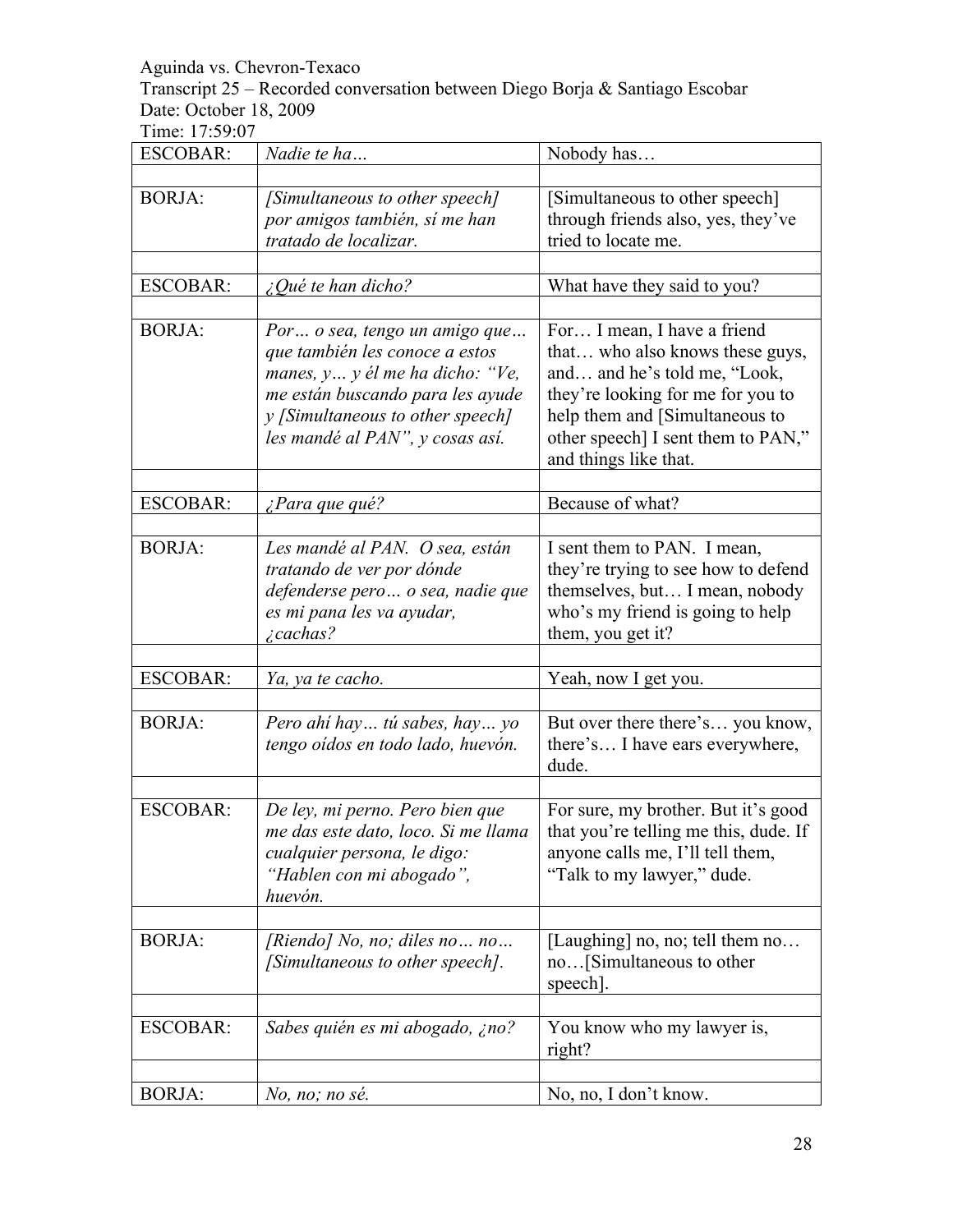Aguinda vs. Chevron-Texaco
Transcript 25 – Recorded conversation between Diego Borja & Santiago Escobar
Date: October 18, 2009
Time: 17:59:07

| | | |
|---|---|---|
| ESCOBAR: | *Nadie te ha…* | Nobody has… |
| | | |
| BORJA: | *[Simultaneous to other speech] por amigos también, sí me han tratado de localizar.* | [Simultaneous to other speech] through friends also, yes, they've tried to locate me. |
| | | |
| ESCOBAR: | *¿Qué te han dicho?* | What have they said to you? |
| | | |
| BORJA: | *Por… o sea, tengo un amigo que… que también les conoce a estos manes, y… y él me ha dicho: "Ve, me están buscando para les ayude y [Simultaneous to other speech] les mandé al PAN", y cosas así.* | For… I mean, I have a friend that… who also knows these guys, and… and he's told me, "Look, they're looking for me for you to help them and [Simultaneous to other speech] I sent them to PAN," and things like that. |
| | | |
| ESCOBAR: | *¿Para que qué?* | Because of what? |
| | | |
| BORJA: | *Les mandé al PAN. O sea, están tratando de ver por dónde defenderse pero… o sea, nadie que es mi pana les va ayudar, ¿cachas?* | I sent them to PAN. I mean, they're trying to see how to defend themselves, but… I mean, nobody who's my friend is going to help them, you get it? |
| | | |
| ESCOBAR: | *Ya, ya te cacho.* | Yeah, now I get you. |
| | | |
| BORJA: | *Pero ahí hay… tú sabes, hay… yo tengo oídos en todo lado, huevón.* | But over there there's… you know, there's… I have ears everywhere, dude. |
| | | |
| ESCOBAR: | *De ley, mi perno. Pero bien que me das este dato, loco. Si me llama cualquier persona, le digo: "Hablen con mi abogado", huevón.* | For sure, my brother. But it's good that you're telling me this, dude. If anyone calls me, I'll tell them, "Talk to my lawyer," dude. |
| | | |
| BORJA: | *[Riendo] No, no; diles no… no… [Simultaneous to other speech].* | [Laughing] no, no; tell them no… no…[Simultaneous to other speech]. |
| | | |
| ESCOBAR: | *Sabes quién es mi abogado, ¿no?* | You know who my lawyer is, right? |
| | | |
| BORJA: | *No, no; no sé.* | No, no, I don't know. |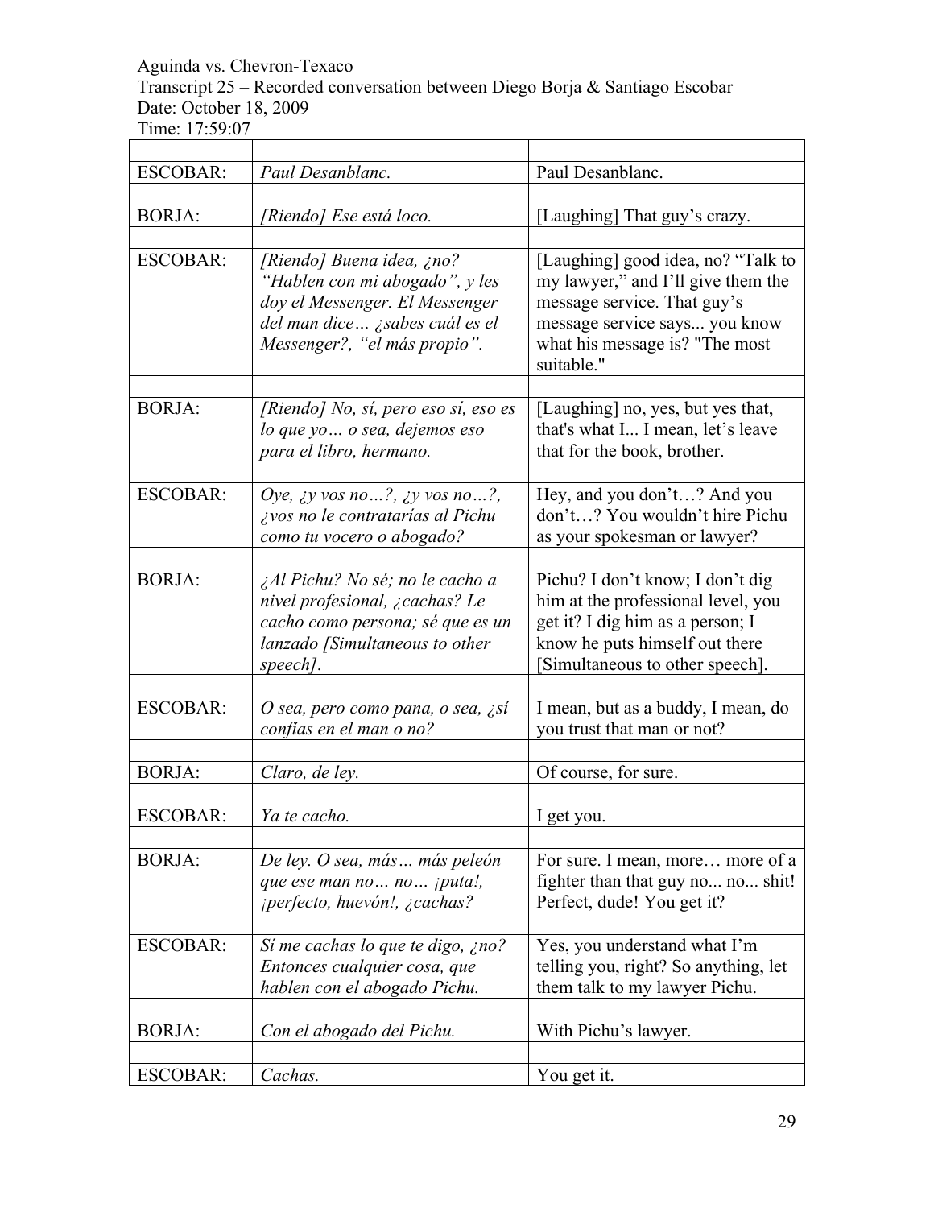Aguinda vs. Chevron-Texaco
Transcript 25 – Recorded conversation between Diego Borja & Santiago Escobar
Date: October 18, 2009
Time: 17:59:07

| | | |
|---|---|---|
| ESCOBAR: | *Paul Desanblanc.* | Paul Desanblanc. |
| BORJA: | *[Riendo] Ese está loco.* | [Laughing] That guy's crazy. |
| ESCOBAR: | *[Riendo] Buena idea, ¿no? "Hablen con mi abogado", y les doy el Messenger. El Messenger del man dice… ¿sabes cuál es el Messenger?, "el más propio".* | [Laughing] good idea, no? "Talk to my lawyer," and I'll give them the message service. That guy's message service says... you know what his message is? "The most suitable." |
| BORJA: | *[Riendo] No, sí, pero eso sí, eso es lo que yo… o sea, dejemos eso para el libro, hermano.* | [Laughing] no, yes, but yes that, that's what I... I mean, let's leave that for the book, brother. |
| ESCOBAR: | *Oye, ¿y vos no…?, ¿y vos no…?, ¿vos no le contratarías al Pichu como tu vocero o abogado?* | Hey, and you don't…? And you don't…? You wouldn't hire Pichu as your spokesman or lawyer? |
| BORJA: | *¿Al Pichu? No sé; no le cacho a nivel profesional, ¿cachas? Le cacho como persona; sé que es un lanzado [Simultaneous to other speech].* | Pichu? I don't know; I don't dig him at the professional level, you get it? I dig him as a person; I know he puts himself out there [Simultaneous to other speech]. |
| ESCOBAR: | *O sea, pero como pana, o sea, ¿sí confías en el man o no?* | I mean, but as a buddy, I mean, do you trust that man or not? |
| BORJA: | *Claro, de ley.* | Of course, for sure. |
| ESCOBAR: | *Ya te cacho.* | I get you. |
| BORJA: | *De ley. O sea, más… más peleón que ese man no… no… ¡puta!, ¡perfecto, huevón!, ¿cachas?* | For sure. I mean, more… more of a fighter than that guy no... no... shit! Perfect, dude! You get it? |
| ESCOBAR: | *Sí me cachas lo que te digo, ¿no? Entonces cualquier cosa, que hablen con el abogado Pichu.* | Yes, you understand what I'm telling you, right? So anything, let them talk to my lawyer Pichu. |
| BORJA: | *Con el abogado del Pichu.* | With Pichu's lawyer. |
| ESCOBAR: | *Cachas.* | You get it. |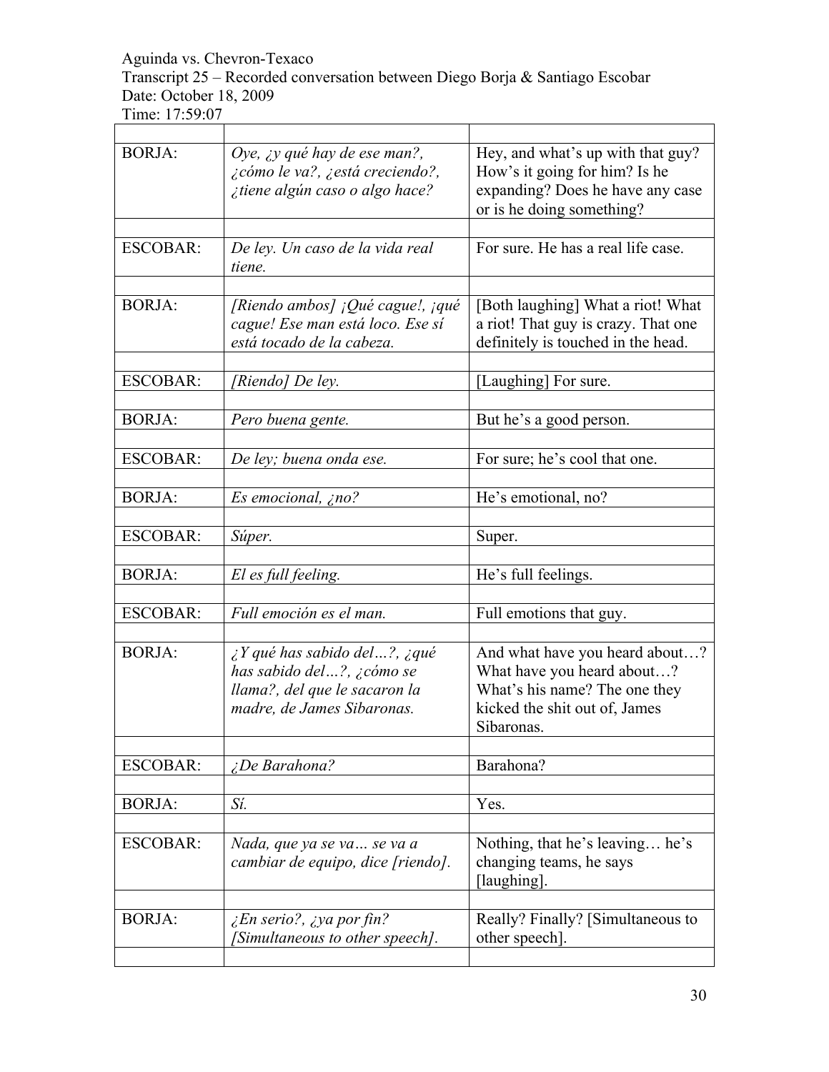Aguinda vs. Chevron-Texaco
Transcript 25 – Recorded conversation between Diego Borja & Santiago Escobar
Date: October 18, 2009
Time: 17:59:07

| | | |
|---|---|---|
| BORJA: | *Oye, ¿y qué hay de ese man?, ¿cómo le va?, ¿está creciendo?, ¿tiene algún caso o algo hace?* | Hey, and what's up with that guy? How's it going for him? Is he expanding? Does he have any case or is he doing something? |
| ESCOBAR: | *De ley. Un caso de la vida real tiene.* | For sure. He has a real life case. |
| BORJA: | *[Riendo ambos] ¡Qué cague!, ¡qué cague! Ese man está loco. Ese sí está tocado de la cabeza.* | [Both laughing] What a riot! What a riot! That guy is crazy. That one definitely is touched in the head. |
| ESCOBAR: | *[Riendo] De ley.* | [Laughing] For sure. |
| BORJA: | *Pero buena gente.* | But he's a good person. |
| ESCOBAR: | *De ley; buena onda ese.* | For sure; he's cool that one. |
| BORJA: | *Es emocional, ¿no?* | He's emotional, no? |
| ESCOBAR: | *Súper.* | Super. |
| BORJA: | *El es full feeling.* | He's full feelings. |
| ESCOBAR: | *Full emoción es el man.* | Full emotions that guy. |
| BORJA: | *¿Y qué has sabido del…?, ¿qué has sabido del…?, ¿cómo se llama?, del que le sacaron la madre, de James Sibaronas.* | And what have you heard about…? What have you heard about…? What's his name? The one they kicked the shit out of, James Sibaronas. |
| ESCOBAR: | *¿De Barahona?* | Barahona? |
| BORJA: | *Sí.* | Yes. |
| ESCOBAR: | *Nada, que ya se va… se va a cambiar de equipo, dice [riendo].* | Nothing, that he's leaving… he's changing teams, he says [laughing]. |
| BORJA: | *¿En serio?, ¿ya por fin? [Simultaneous to other speech].* | Really? Finally? [Simultaneous to other speech]. |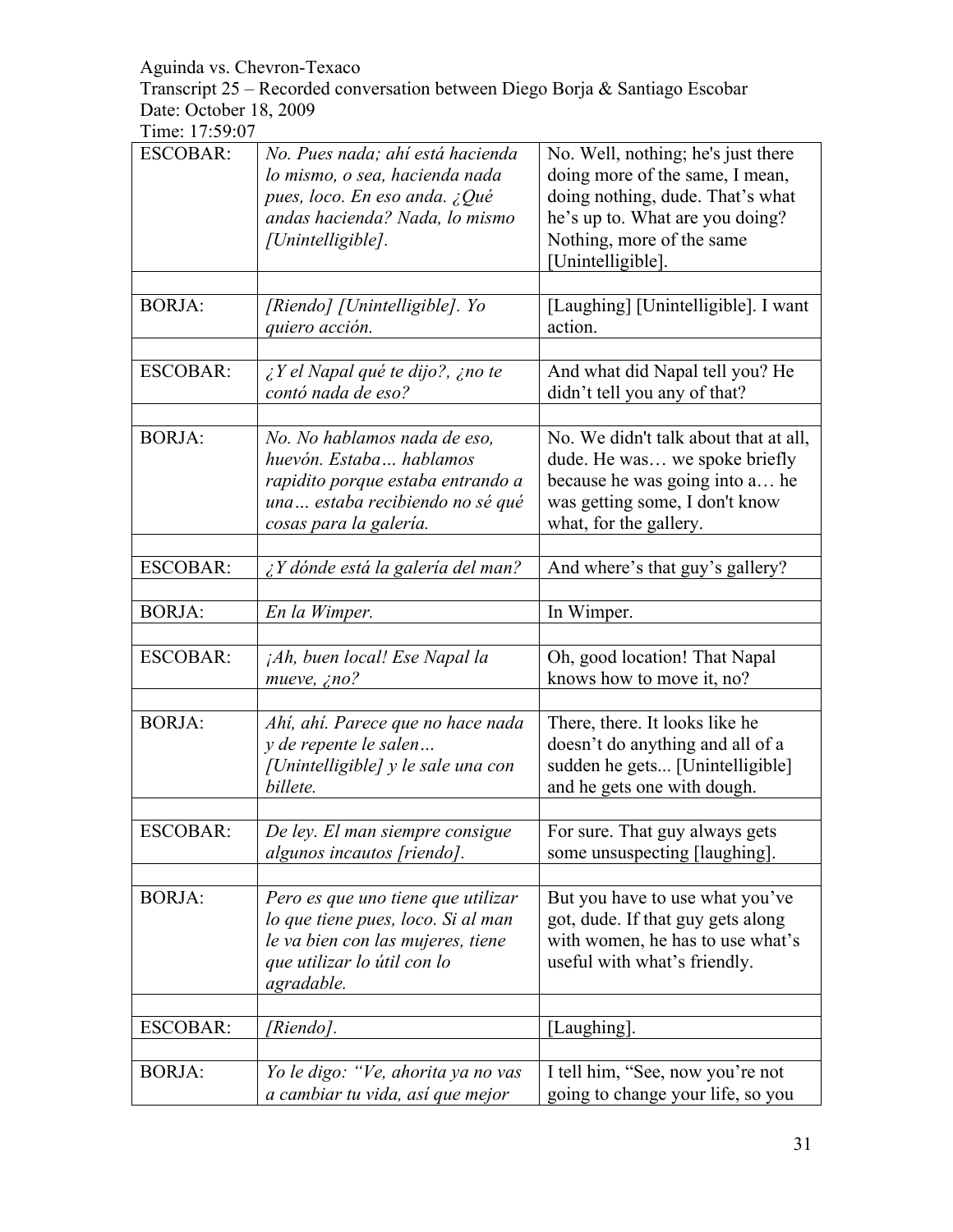Aguinda vs. Chevron-Texaco
Transcript 25 – Recorded conversation between Diego Borja & Santiago Escobar
Date: October 18, 2009
Time: 17:59:07

| | | |
|---|---|---|
| ESCOBAR: | *No. Pues nada; ahí está hacienda lo mismo, o sea, hacienda nada pues, loco. En eso anda. ¿Qué andas hacienda? Nada, lo mismo [Unintelligible].* | No. Well, nothing; he's just there doing more of the same, I mean, doing nothing, dude. That's what he's up to. What are you doing? Nothing, more of the same [Unintelligible]. |
| | | |
| BORJA: | *[Riendo] [Unintelligible]. Yo quiero acción.* | [Laughing] [Unintelligible]. I want action. |
| | | |
| ESCOBAR: | *¿Y el Napal qué te dijo?, ¿no te contó nada de eso?* | And what did Napal tell you? He didn't tell you any of that? |
| | | |
| BORJA: | *No. No hablamos nada de eso, huevón. Estaba… hablamos rapidito porque estaba entrando a una… estaba recibiendo no sé qué cosas para la galería.* | No. We didn't talk about that at all, dude. He was… we spoke briefly because he was going into a… he was getting some, I don't know what, for the gallery. |
| | | |
| ESCOBAR: | *¿Y dónde está la galería del man?* | And where's that guy's gallery? |
| | | |
| BORJA: | *En la Wimper.* | In Wimper. |
| | | |
| ESCOBAR: | *¡Ah, buen local! Ese Napal la mueve, ¿no?* | Oh, good location! That Napal knows how to move it, no? |
| | | |
| BORJA: | *Ahí, ahí. Parece que no hace nada y de repente le salen… [Unintelligible] y le sale una con billete.* | There, there. It looks like he doesn't do anything and all of a sudden he gets... [Unintelligible] and he gets one with dough. |
| | | |
| ESCOBAR: | *De ley. El man siempre consigue algunos incautos [riendo].* | For sure. That guy always gets some unsuspecting [laughing]. |
| | | |
| BORJA: | *Pero es que uno tiene que utilizar lo que tiene pues, loco. Si al man le va bien con las mujeres, tiene que utilizar lo útil con lo agradable.* | But you have to use what you've got, dude. If that guy gets along with women, he has to use what's useful with what's friendly. |
| | | |
| ESCOBAR: | *[Riendo].* | [Laughing]. |
| | | |
| BORJA: | *Yo le digo: "Ve, ahorita ya no vas a cambiar tu vida, así que mejor* | I tell him, "See, now you're not going to change your life, so you |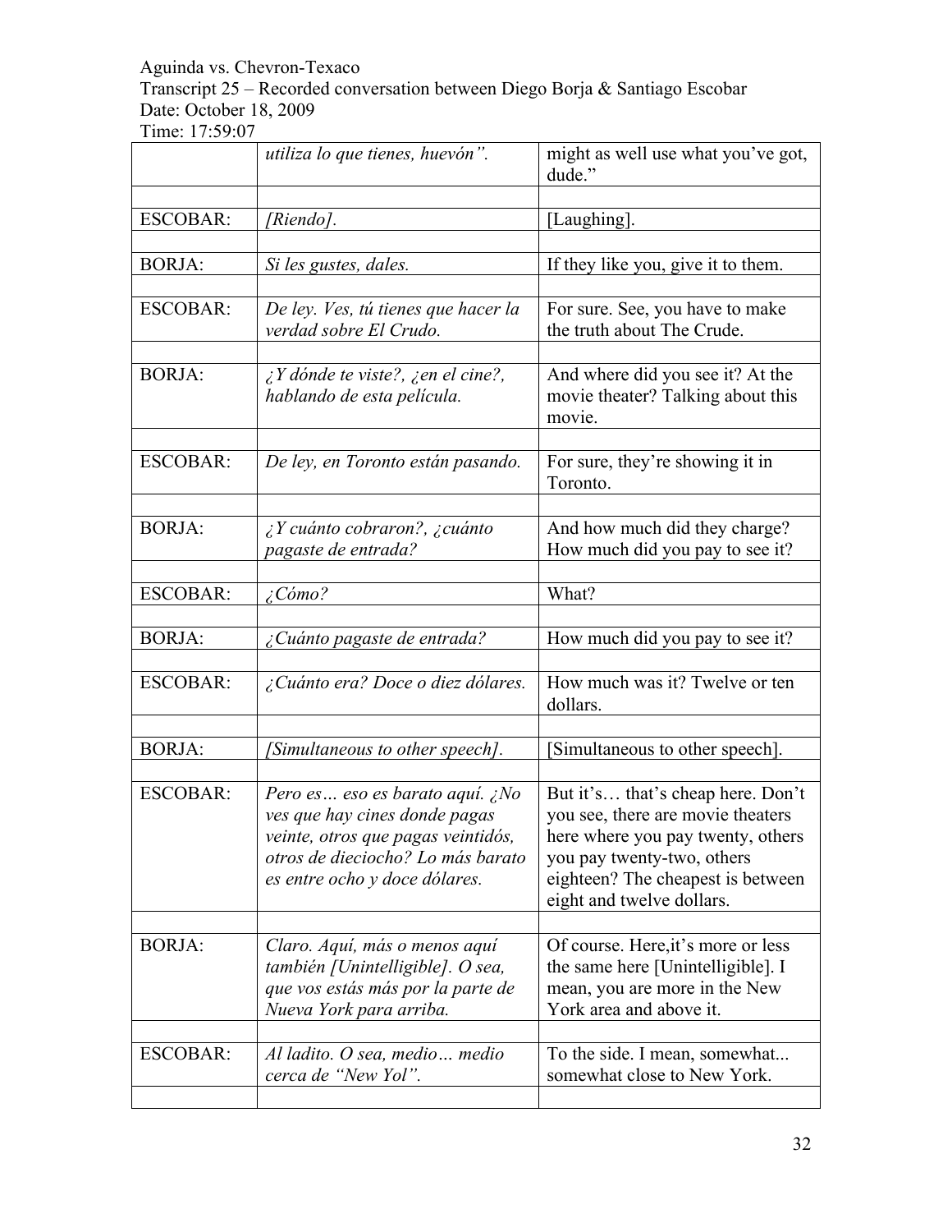| | *utiliza lo que tienes, huevón".* | might as well use what you've got, dude." |
|---|---|---|
| | | |
| ESCOBAR: | *[Riendo].* | [Laughing]. |
| | | |
| BORJA: | *Si les gustes, dales.* | If they like you, give it to them. |
| | | |
| ESCOBAR: | *De ley. Ves, tú tienes que hacer la verdad sobre El Crudo.* | For sure. See, you have to make the truth about The Crude. |
| | | |
| BORJA: | *¿Y dónde te viste?, ¿en el cine?, hablando de esta película.* | And where did you see it? At the movie theater? Talking about this movie. |
| | | |
| ESCOBAR: | *De ley, en Toronto están pasando.* | For sure, they're showing it in Toronto. |
| | | |
| BORJA: | *¿Y cuánto cobraron?, ¿cuánto pagaste de entrada?* | And how much did they charge? How much did you pay to see it? |
| | | |
| ESCOBAR: | *¿Cómo?* | What? |
| | | |
| BORJA: | *¿Cuánto pagaste de entrada?* | How much did you pay to see it? |
| | | |
| ESCOBAR: | *¿Cuánto era? Doce o diez dólares.* | How much was it? Twelve or ten dollars. |
| | | |
| BORJA: | *[Simultaneous to other speech].* | [Simultaneous to other speech]. |
| | | |
| ESCOBAR: | *Pero es… eso es barato aquí. ¿No ves que hay cines donde pagas veinte, otros que pagas veintidós, otros de dieciocho? Lo más barato es entre ocho y doce dólares.* | But it's… that's cheap here. Don't you see, there are movie theaters here where you pay twenty, others you pay twenty-two, others eighteen? The cheapest is between eight and twelve dollars. |
| | | |
| BORJA: | *Claro. Aquí, más o menos aquí también [Unintelligible]. O sea, que vos estás más por la parte de Nueva York para arriba.* | Of course. Here,it's more or less the same here [Unintelligible]. I mean, you are more in the New York area and above it. |
| | | |
| ESCOBAR: | *Al ladito. O sea, medio… medio cerca de "New Yol".* | To the side. I mean, somewhat... somewhat close to New York. |
| | | |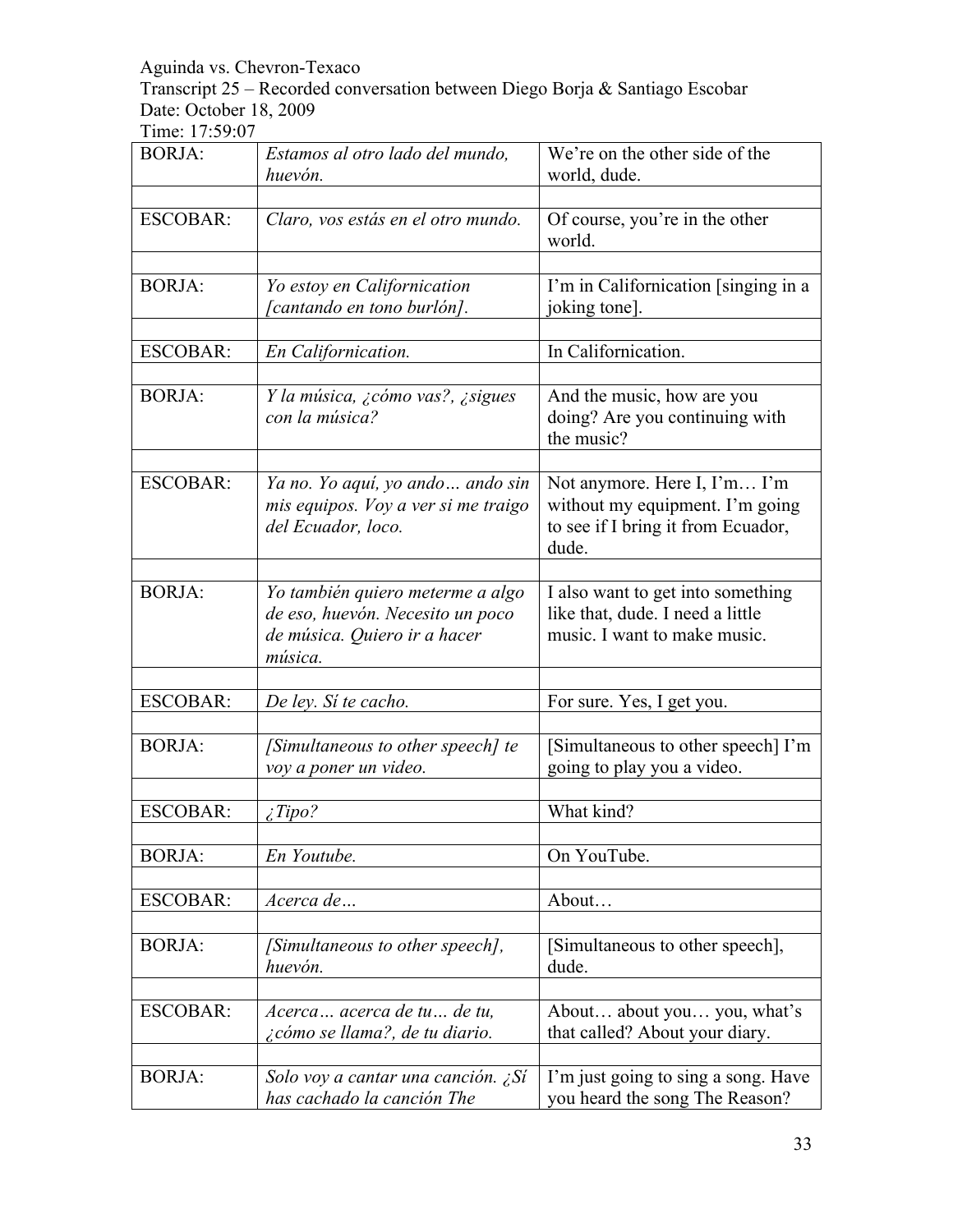Aguinda vs. Chevron-Texaco
Transcript 25 – Recorded conversation between Diego Borja & Santiago Escobar
Date: October 18, 2009
Time: 17:59:07

| | | |
|---|---|---|
| BORJA: | *Estamos al otro lado del mundo, huevón.* | We're on the other side of the world, dude. |
| | | |
| ESCOBAR: | *Claro, vos estás en el otro mundo.* | Of course, you're in the other world. |
| | | |
| BORJA: | *Yo estoy en Californication [cantando en tono burlón].* | I'm in Californication [singing in a joking tone]. |
| | | |
| ESCOBAR: | *En Californication.* | In Californication. |
| | | |
| BORJA: | *Y la música, ¿cómo vas?, ¿sigues con la música?* | And the music, how are you doing? Are you continuing with the music? |
| | | |
| ESCOBAR: | *Ya no. Yo aquí, yo ando… ando sin mis equipos. Voy a ver si me traigo del Ecuador, loco.* | Not anymore. Here I, I'm… I'm without my equipment. I'm going to see if I bring it from Ecuador, dude. |
| | | |
| BORJA: | *Yo también quiero meterme a algo de eso, huevón. Necesito un poco de música. Quiero ir a hacer música.* | I also want to get into something like that, dude. I need a little music. I want to make music. |
| | | |
| ESCOBAR: | *De ley. Sí te cacho.* | For sure. Yes, I get you. |
| | | |
| BORJA: | *[Simultaneous to other speech] te voy a poner un video.* | [Simultaneous to other speech] I'm going to play you a video. |
| | | |
| ESCOBAR: | *¿Tipo?* | What kind? |
| | | |
| BORJA: | *En Youtube.* | On YouTube. |
| | | |
| ESCOBAR: | *Acerca de…* | About… |
| | | |
| BORJA: | *[Simultaneous to other speech], huevón.* | [Simultaneous to other speech], dude. |
| | | |
| ESCOBAR: | *Acerca… acerca de tu… de tu, ¿cómo se llama?, de tu diario.* | About… about you… you, what's that called? About your diary. |
| | | |
| BORJA: | *Solo voy a cantar una canción. ¿Sí has cachado la canción The* | I'm just going to sing a song. Have you heard the song The Reason? |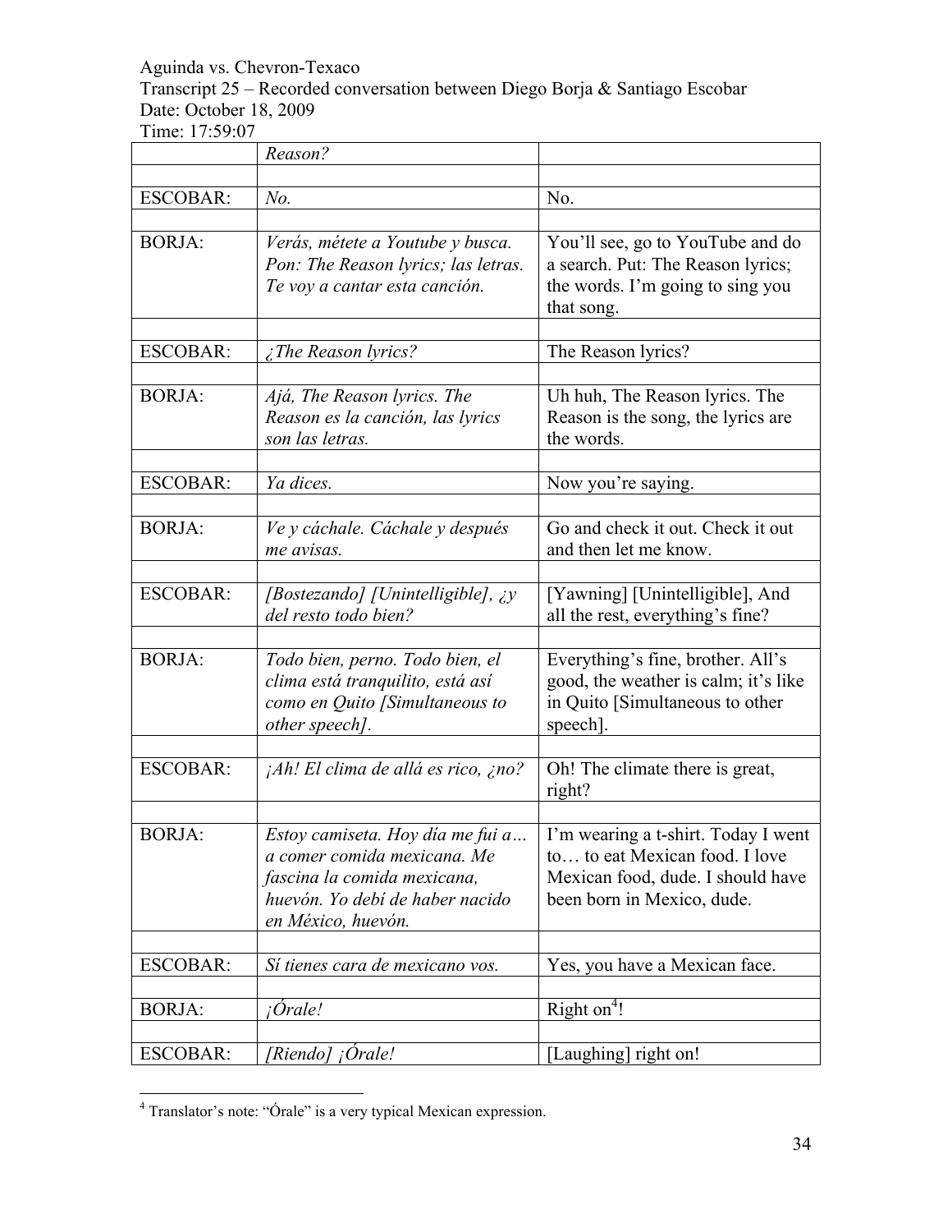Aguinda vs. Chevron-Texaco
Transcript 25 – Recorded conversation between Diego Borja & Santiago Escobar
Date: October 18, 2009
Time: 17:59:07

| | | |
|---|---|---|
| | *Reason?* | |
| | | |
| ESCOBAR: | *No.* | No. |
| | | |
| BORJA: | *Verás, métete a Youtube y busca. Pon: The Reason lyrics; las letras. Te voy a cantar esta canción.* | You'll see, go to YouTube and do a search. Put: The Reason lyrics; the words. I'm going to sing you that song. |
| | | |
| ESCOBAR: | *¿The Reason lyrics?* | The Reason lyrics? |
| | | |
| BORJA: | *Ajá, The Reason lyrics. The Reason es la canción, las lyrics son las letras.* | Uh huh, The Reason lyrics. The Reason is the song, the lyrics are the words. |
| | | |
| ESCOBAR: | *Ya dices.* | Now you're saying. |
| | | |
| BORJA: | *Ve y cáchale. Cáchale y después me avisas.* | Go and check it out. Check it out and then let me know. |
| | | |
| ESCOBAR: | *[Bostezando] [Unintelligible], ¿y del resto todo bien?* | [Yawning] [Unintelligible], And all the rest, everything's fine? |
| | | |
| BORJA: | *Todo bien, perno. Todo bien, el clima está tranquilito, está así como en Quito [Simultaneous to other speech].* | Everything's fine, brother. All's good, the weather is calm; it's like in Quito [Simultaneous to other speech]. |
| | | |
| ESCOBAR: | *¡Ah! El clima de allá es rico, ¿no?* | Oh! The climate there is great, right? |
| | | |
| BORJA: | *Estoy camiseta. Hoy día me fui a… a comer comida mexicana. Me fascina la comida mexicana, huevón. Yo debí de haber nacido en México, huevón.* | I'm wearing a t-shirt. Today I went to… to eat Mexican food. I love Mexican food, dude. I should have been born in Mexico, dude. |
| | | |
| ESCOBAR: | *Sí tienes cara de mexicano vos.* | Yes, you have a Mexican face. |
| | | |
| BORJA: | *¡Órale!* | Right on[4]! |
| | | |
| ESCOBAR: | *[Riendo] ¡Órale!* | [Laughing] right on! |

[4] Translator's note: "Órale" is a very typical Mexican expression.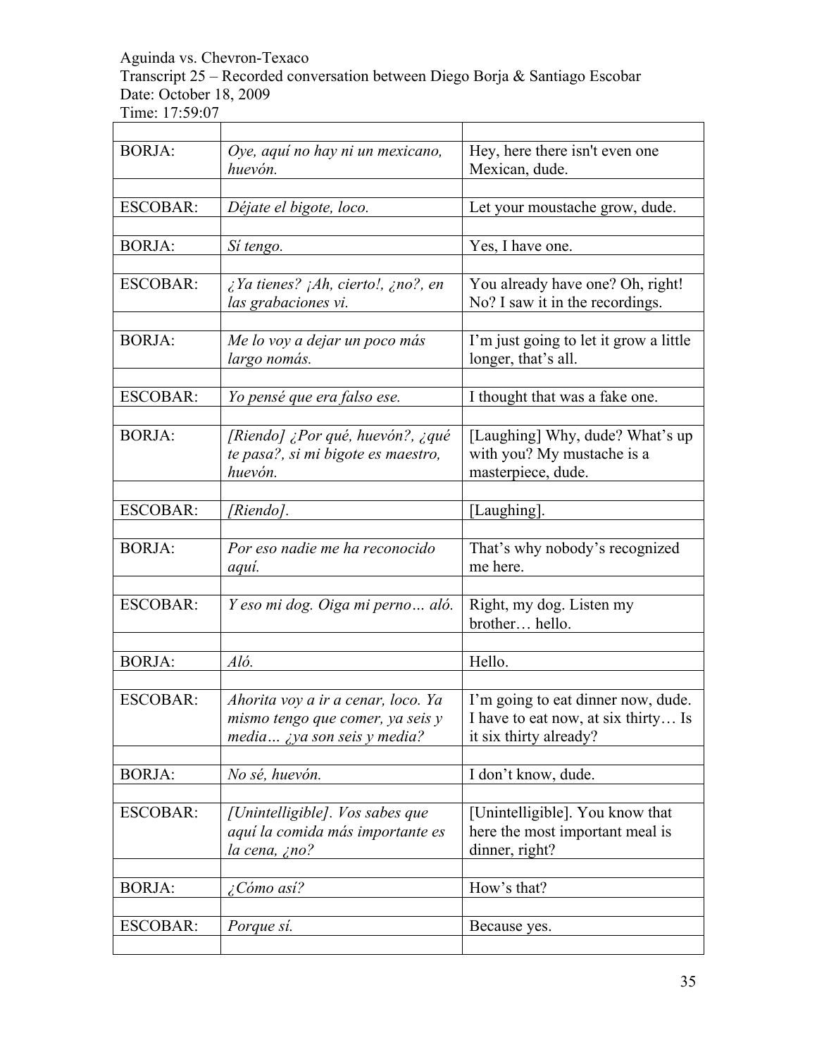Aguinda vs. Chevron-Texaco
Transcript 25 – Recorded conversation between Diego Borja & Santiago Escobar
Date: October 18, 2009
Time: 17:59:07

| | | |
|---|---|---|
| BORJA: | *Oye, aquí no hay ni un mexicano, huevón.* | Hey, here there isn't even one Mexican, dude. |
| ESCOBAR: | *Déjate el bigote, loco.* | Let your moustache grow, dude. |
| BORJA: | *Sí tengo.* | Yes, I have one. |
| ESCOBAR: | *¿Ya tienes? ¡Ah, cierto!, ¿no?, en las grabaciones vi.* | You already have one? Oh, right! No? I saw it in the recordings. |
| BORJA: | *Me lo voy a dejar un poco más largo nomás.* | I'm just going to let it grow a little longer, that's all. |
| ESCOBAR: | *Yo pensé que era falso ese.* | I thought that was a fake one. |
| BORJA: | *[Riendo] ¿Por qué, huevón?, ¿qué te pasa?, si mi bigote es maestro, huevón.* | [Laughing] Why, dude? What's up with you? My mustache is a masterpiece, dude. |
| ESCOBAR: | *[Riendo].* | [Laughing]. |
| BORJA: | *Por eso nadie me ha reconocido aquí.* | That's why nobody's recognized me here. |
| ESCOBAR: | *Y eso mi dog. Oiga mi perno… aló.* | Right, my dog. Listen my brother… hello. |
| BORJA: | *Aló.* | Hello. |
| ESCOBAR: | *Ahorita voy a ir a cenar, loco. Ya mismo tengo que comer, ya seis y media… ¿ya son seis y media?* | I'm going to eat dinner now, dude. I have to eat now, at six thirty… Is it six thirty already? |
| BORJA: | *No sé, huevón.* | I don't know, dude. |
| ESCOBAR: | *[Unintelligible]. Vos sabes que aquí la comida más importante es la cena, ¿no?* | [Unintelligible]. You know that here the most important meal is dinner, right? |
| BORJA: | *¿Cómo así?* | How's that? |
| ESCOBAR: | *Porque sí.* | Because yes. |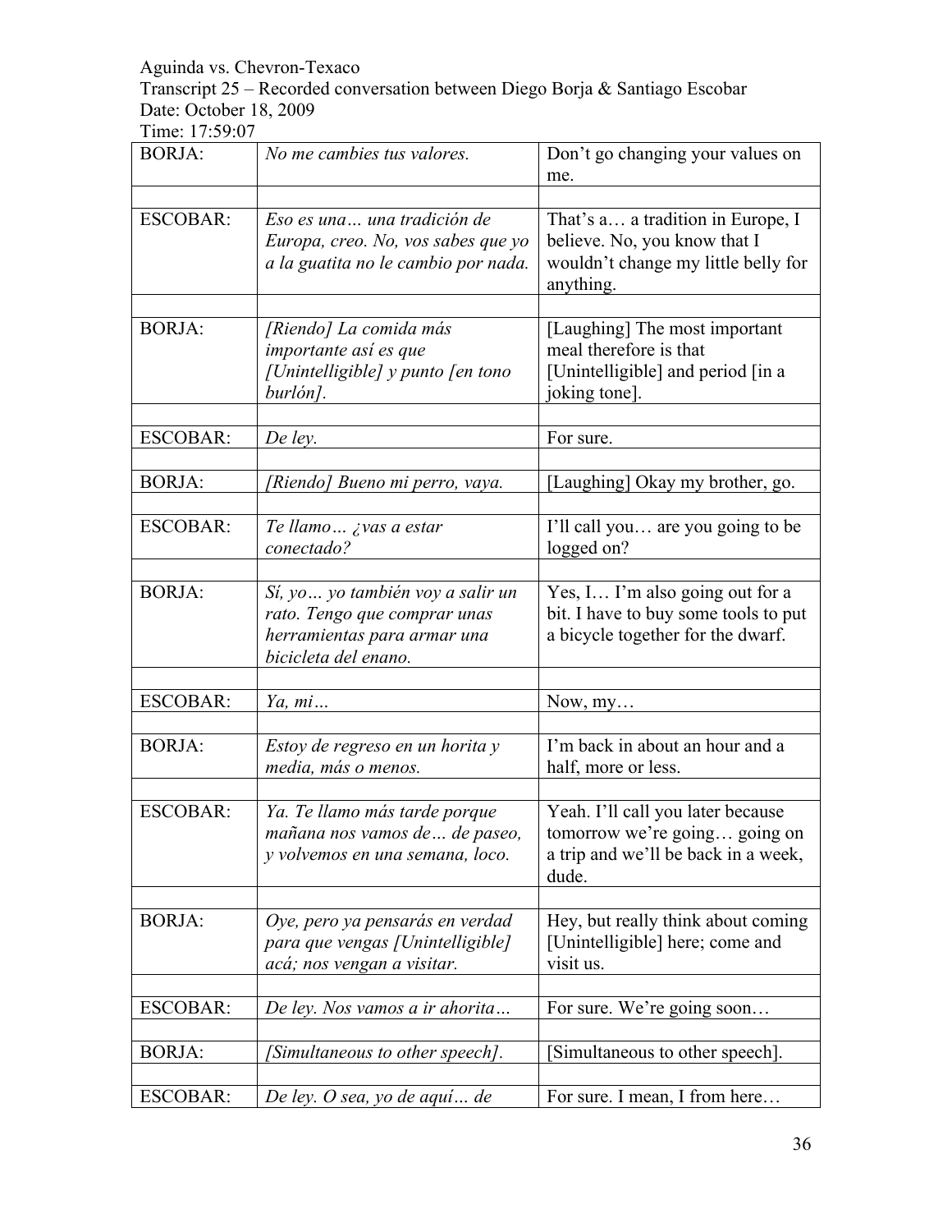Aguinda vs. Chevron-Texaco
Transcript 25 – Recorded conversation between Diego Borja & Santiago Escobar
Date: October 18, 2009
Time: 17:59:07

| | | |
|---|---|---|
| BORJA: | *No me cambies tus valores.* | Don't go changing your values on me. |
| | | |
| ESCOBAR: | *Eso es una… una tradición de Europa, creo. No, vos sabes que yo a la guatita no le cambio por nada.* | That's a… a tradition in Europe, I believe. No, you know that I wouldn't change my little belly for anything. |
| | | |
| BORJA: | *[Riendo] La comida más importante así es que [Unintelligible] y punto [en tono burlón].* | [Laughing] The most important meal therefore is that [Unintelligible] and period [in a joking tone]. |
| | | |
| ESCOBAR: | *De ley.* | For sure. |
| | | |
| BORJA: | *[Riendo] Bueno mi perro, vaya.* | [Laughing] Okay my brother, go. |
| | | |
| ESCOBAR: | *Te llamo… ¿vas a estar conectado?* | I'll call you… are you going to be logged on? |
| | | |
| BORJA: | *Sí, yo… yo también voy a salir un rato. Tengo que comprar unas herramientas para armar una bicicleta del enano.* | Yes, I… I'm also going out for a bit. I have to buy some tools to put a bicycle together for the dwarf. |
| | | |
| ESCOBAR: | *Ya, mi…* | Now, my… |
| | | |
| BORJA: | *Estoy de regreso en un horita y media, más o menos.* | I'm back in about an hour and a half, more or less. |
| | | |
| ESCOBAR: | *Ya. Te llamo más tarde porque mañana nos vamos de… de paseo, y volvemos en una semana, loco.* | Yeah. I'll call you later because tomorrow we're going… going on a trip and we'll be back in a week, dude. |
| | | |
| BORJA: | *Oye, pero ya pensarás en verdad para que vengas [Unintelligible] acá; nos vengan a visitar.* | Hey, but really think about coming [Unintelligible] here; come and visit us. |
| | | |
| ESCOBAR: | *De ley. Nos vamos a ir ahorita…* | For sure. We're going soon… |
| | | |
| BORJA: | *[Simultaneous to other speech].* | [Simultaneous to other speech]. |
| | | |
| ESCOBAR: | *De ley. O sea, yo de aquí… de* | For sure. I mean, I from here… |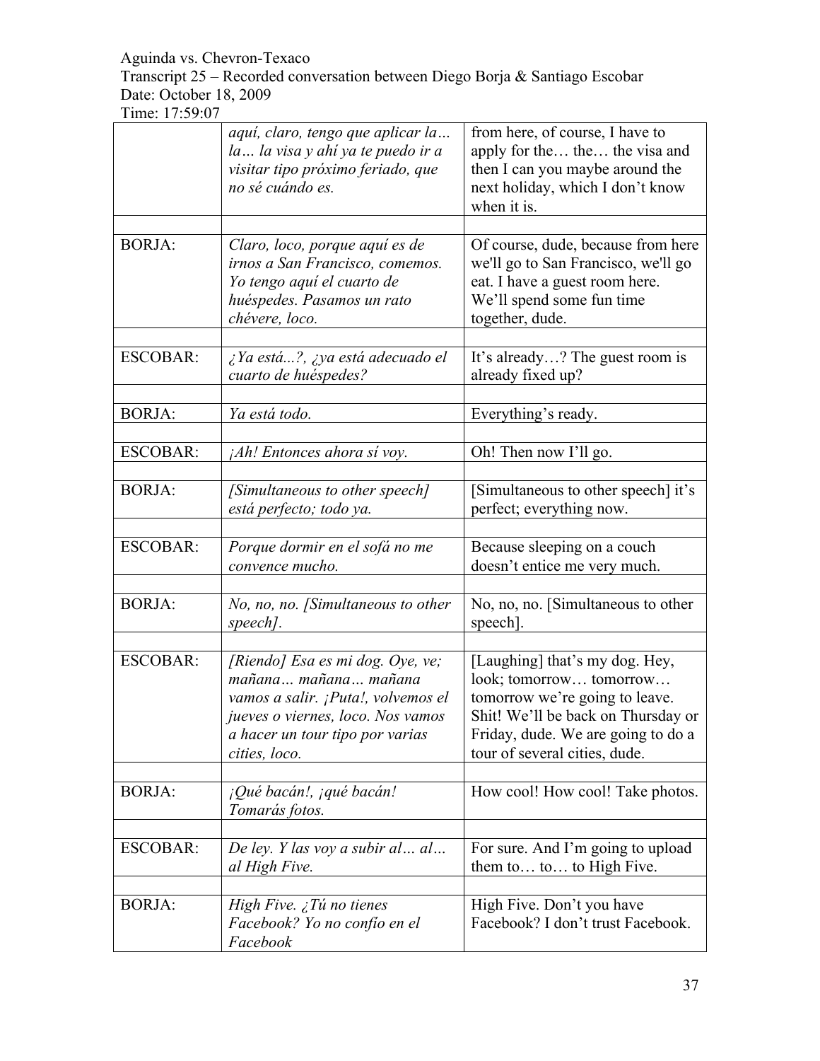Aguinda vs. Chevron-Texaco
Transcript 25 – Recorded conversation between Diego Borja & Santiago Escobar
Date: October 18, 2009
Time: 17:59:07

| | | |
|---|---|---|
| | *aquí, claro, tengo que aplicar la… la… la visa y ahí ya te puedo ir a visitar tipo próximo feriado, que no sé cuándo es.* | from here, of course, I have to apply for the… the… the visa and then I can you maybe around the next holiday, which I don't know when it is. |
| | | |
| BORJA: | *Claro, loco, porque aquí es de irnos a San Francisco, comemos. Yo tengo aquí el cuarto de huéspedes. Pasamos un rato chévere, loco.* | Of course, dude, because from here we'll go to San Francisco, we'll go eat. I have a guest room here. We'll spend some fun time together, dude. |
| | | |
| ESCOBAR: | *¿Ya está...?, ¿ya está adecuado el cuarto de huéspedes?* | It's already…? The guest room is already fixed up? |
| | | |
| BORJA: | *Ya está todo.* | Everything's ready. |
| | | |
| ESCOBAR: | *¡Ah! Entonces ahora sí voy.* | Oh! Then now I'll go. |
| | | |
| BORJA: | *[Simultaneous to other speech] está perfecto; todo ya.* | [Simultaneous to other speech] it's perfect; everything now. |
| | | |
| ESCOBAR: | *Porque dormir en el sofá no me convence mucho.* | Because sleeping on a couch doesn't entice me very much. |
| | | |
| BORJA: | *No, no, no. [Simultaneous to other speech].* | No, no, no. [Simultaneous to other speech]. |
| | | |
| ESCOBAR: | *[Riendo] Esa es mi dog. Oye, ve; mañana… mañana… mañana vamos a salir. ¡Puta!, volvemos el jueves o viernes, loco. Nos vamos a hacer un tour tipo por varias cities, loco.* | [Laughing] that's my dog. Hey, look; tomorrow… tomorrow… tomorrow we're going to leave. Shit! We'll be back on Thursday or Friday, dude. We are going to do a tour of several cities, dude. |
| | | |
| BORJA: | *¡Qué bacán!, ¡qué bacán! Tomarás fotos.* | How cool! How cool! Take photos. |
| | | |
| ESCOBAR: | *De ley. Y las voy a subir al… al… al High Five.* | For sure. And I'm going to upload them to… to… to High Five. |
| | | |
| BORJA: | *High Five. ¿Tú no tienes Facebook? Yo no confío en el Facebook* | High Five. Don't you have Facebook? I don't trust Facebook. |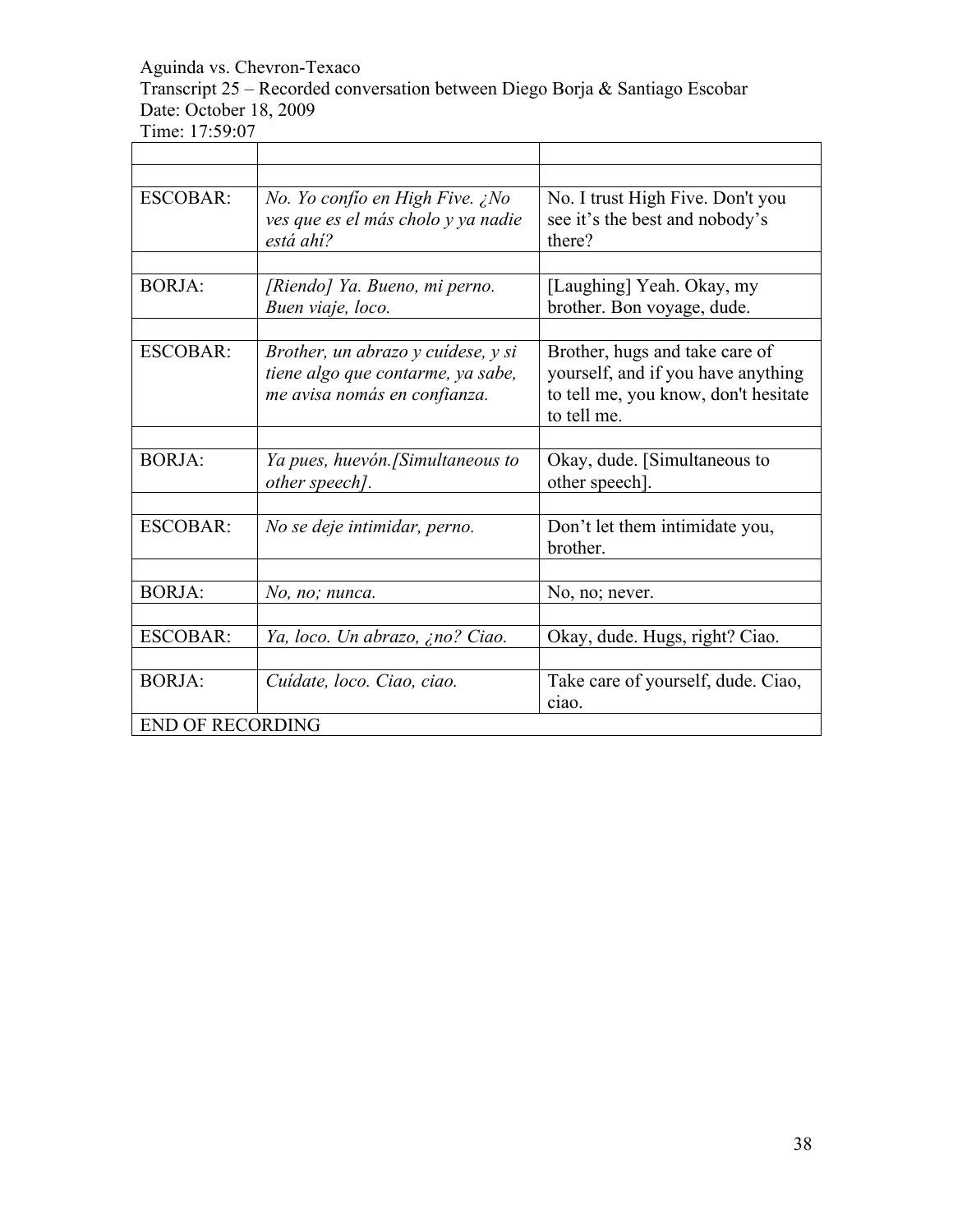Aguinda vs. Chevron-Texaco
Transcript 25 – Recorded conversation between Diego Borja & Santiago Escobar
Date: October 18, 2009
Time: 17:59:07

| | | |
|---|---|---|
| | | |
| ESCOBAR: | *No. Yo confío en High Five. ¿No ves que es el más cholo y ya nadie está ahí?* | No. I trust High Five. Don't you see it's the best and nobody's there? |
| | | |
| BORJA: | *[Riendo] Ya. Bueno, mi perno. Buen viaje, loco.* | [Laughing] Yeah. Okay, my brother. Bon voyage, dude. |
| | | |
| ESCOBAR: | *Brother, un abrazo y cuídese, y si tiene algo que contarme, ya sabe, me avisa nomás en confianza.* | Brother, hugs and take care of yourself, and if you have anything to tell me, you know, don't hesitate to tell me. |
| | | |
| BORJA: | *Ya pues, huevón.[Simultaneous to other speech].* | Okay, dude. [Simultaneous to other speech]. |
| | | |
| ESCOBAR: | *No se deje intimidar, perno.* | Don't let them intimidate you, brother. |
| | | |
| BORJA: | *No, no; nunca.* | No, no; never. |
| | | |
| ESCOBAR: | *Ya, loco. Un abrazo, ¿no? Ciao.* | Okay, dude. Hugs, right? Ciao. |
| | | |
| BORJA: | *Cuídate, loco. Ciao, ciao.* | Take care of yourself, dude. Ciao, ciao. |
| END OF RECORDING | | |